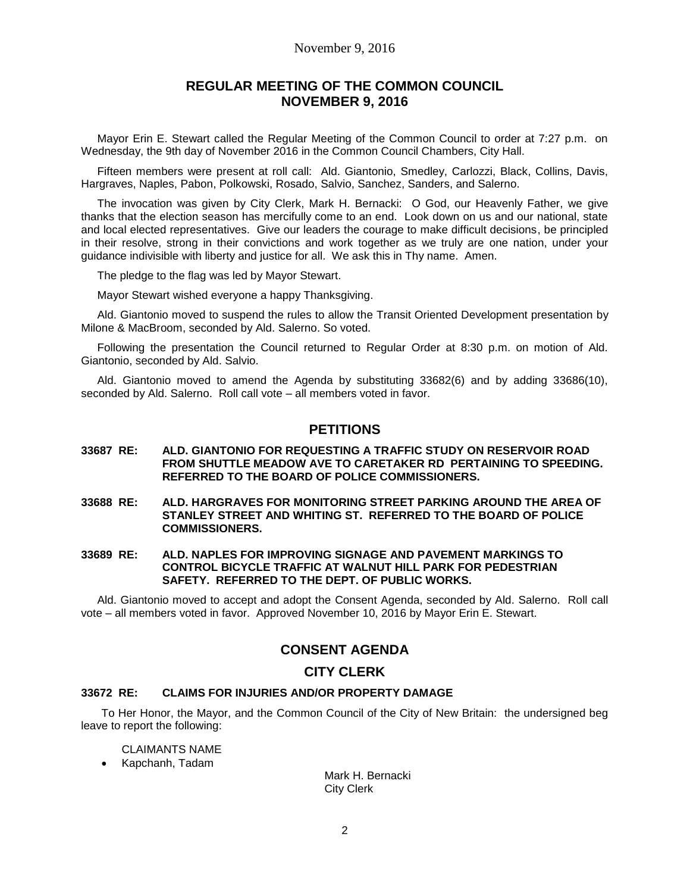November 9, 2016

# REGULAR MEETING OF THE COMMON COUNCIL NOVEMBER 9, 2016

Mayor Erin E. Stewart called the Regular Meeting of the Common Council to order at 7:27 p.m. on Wednesday, the 9th day of November 2016 in the Common Council Chambers, City Hall.

Fifteen members were present at roll call: Ald. Giantonio, Smedley, Carlozzi, Black, Collins, Davis, Hargraves, Naples, Pabon, Polkowski, Rosado, Salvio, Sanchez, Sanders, and Salerno.

The invocation was given by City Clerk, Mark H. Bernacki: O God, our Heavenly Father, we give thanks that the election season has mercifully come to an end. Look down on us and our national, state and local elected representatives. Give our leaders the courage to make difficult decisions, be principled in their resolve, strong in their convictions and work together as we truly are one nation, under your guidance indivisible with liberty and justice for all. We ask this in Thy name. Amen.

The pledge to the flag was led by Mayor Stewart.

Mayor Stewart wished everyone a happy Thanksgiving.

Ald. Giantonio moved to suspend the rules to allow the Transit Oriented Development presentation by Milone & MacBroom, seconded by Ald. Salerno. So voted.

Following the presentation the Council returned to Regular Order at 8:30 p.m. on motion of Ald. Giantonio, seconded by Ald. Salvio.

Ald. Giantonio moved to amend the Agenda by substituting 33682(6) and by adding 33686(10), seconded by Ald. Salerno. Roll call vote – all members voted in favor.

## PETITIONS

**33687 RE: ALD. GIANTONIO FOR REQUESTING A TRAFFIC STUDY ON RESERVOIR ROAD FROM SHUTTLE MEADOW AVE TO CARETAKER RD PERTAINING TO SPEEDING. REFERRED TO THE BOARD OF POLICE COMMISSIONERS.**

**33688 RE: ALD. HARGRAVES FOR MONITORING STREET PARKING AROUND THE AREA OF STANLEY STREET AND WHITING ST. REFERRED TO THE BOARD OF POLICE COMMISSIONERS.**

**33689 RE: ALD. NAPLES FOR IMPROVING SIGNAGE AND PAVEMENT MARKINGS TO CONTROL BICYCLE TRAFFIC AT WALNUT HILL PARK FOR PEDESTRIAN SAFETY. REFERRED TO THE DEPT. OF PUBLIC WORKS.**

Ald. Giantonio moved to accept and adopt the Consent Agenda, seconded by Ald. Salerno. Roll call vote – all members voted in favor. Approved November 10, 2016 by Mayor Erin E. Stewart.

## CONSENT AGENDA

## CITY CLERK

**33672 RE: CLAIMS FOR INJURIES AND/OR PROPERTY DAMAGE**

To Her Honor, the Mayor, and the Common Council of the City of New Britain: the undersigned beg leave to report the following:

CLAIMANTS NAME

- Kapchanh, Tadam

Mark H. Bernacki
City Clerk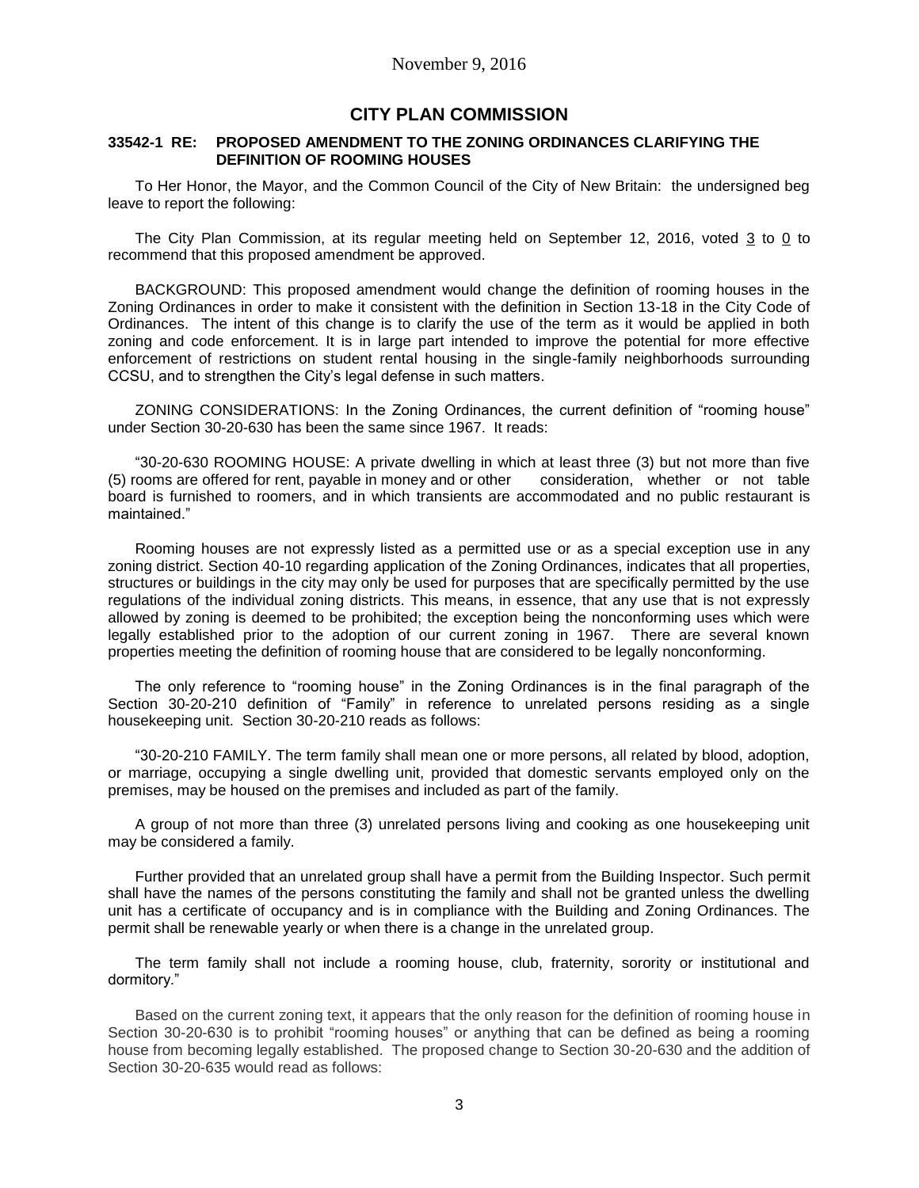November 9, 2016

## CITY PLAN COMMISSION

### 33542-1 RE: PROPOSED AMENDMENT TO THE ZONING ORDINANCES CLARIFYING THE DEFINITION OF ROOMING HOUSES

To Her Honor, the Mayor, and the Common Council of the City of New Britain: the undersigned beg leave to report the following:

The City Plan Commission, at its regular meeting held on September 12, 2016, voted 3 to 0 to recommend that this proposed amendment be approved.

BACKGROUND: This proposed amendment would change the definition of rooming houses in the Zoning Ordinances in order to make it consistent with the definition in Section 13-18 in the City Code of Ordinances. The intent of this change is to clarify the use of the term as it would be applied in both zoning and code enforcement. It is in large part intended to improve the potential for more effective enforcement of restrictions on student rental housing in the single-family neighborhoods surrounding CCSU, and to strengthen the City's legal defense in such matters.

ZONING CONSIDERATIONS: In the Zoning Ordinances, the current definition of "rooming house" under Section 30-20-630 has been the same since 1967. It reads:

"30-20-630 ROOMING HOUSE: A private dwelling in which at least three (3) but not more than five (5) rooms are offered for rent, payable in money and or other consideration, whether or not table board is furnished to roomers, and in which transients are accommodated and no public restaurant is maintained."

Rooming houses are not expressly listed as a permitted use or as a special exception use in any zoning district. Section 40-10 regarding application of the Zoning Ordinances, indicates that all properties, structures or buildings in the city may only be used for purposes that are specifically permitted by the use regulations of the individual zoning districts. This means, in essence, that any use that is not expressly allowed by zoning is deemed to be prohibited; the exception being the nonconforming uses which were legally established prior to the adoption of our current zoning in 1967. There are several known properties meeting the definition of rooming house that are considered to be legally nonconforming.

The only reference to "rooming house" in the Zoning Ordinances is in the final paragraph of the Section 30-20-210 definition of "Family" in reference to unrelated persons residing as a single housekeeping unit. Section 30-20-210 reads as follows:

"30-20-210 FAMILY. The term family shall mean one or more persons, all related by blood, adoption, or marriage, occupying a single dwelling unit, provided that domestic servants employed only on the premises, may be housed on the premises and included as part of the family.

A group of not more than three (3) unrelated persons living and cooking as one housekeeping unit may be considered a family.

Further provided that an unrelated group shall have a permit from the Building Inspector. Such permit shall have the names of the persons constituting the family and shall not be granted unless the dwelling unit has a certificate of occupancy and is in compliance with the Building and Zoning Ordinances. The permit shall be renewable yearly or when there is a change in the unrelated group.

The term family shall not include a rooming house, club, fraternity, sorority or institutional and dormitory."

Based on the current zoning text, it appears that the only reason for the definition of rooming house in Section 30-20-630 is to prohibit "rooming houses" or anything that can be defined as being a rooming house from becoming legally established. The proposed change to Section 30-20-630 and the addition of Section 30-20-635 would read as follows: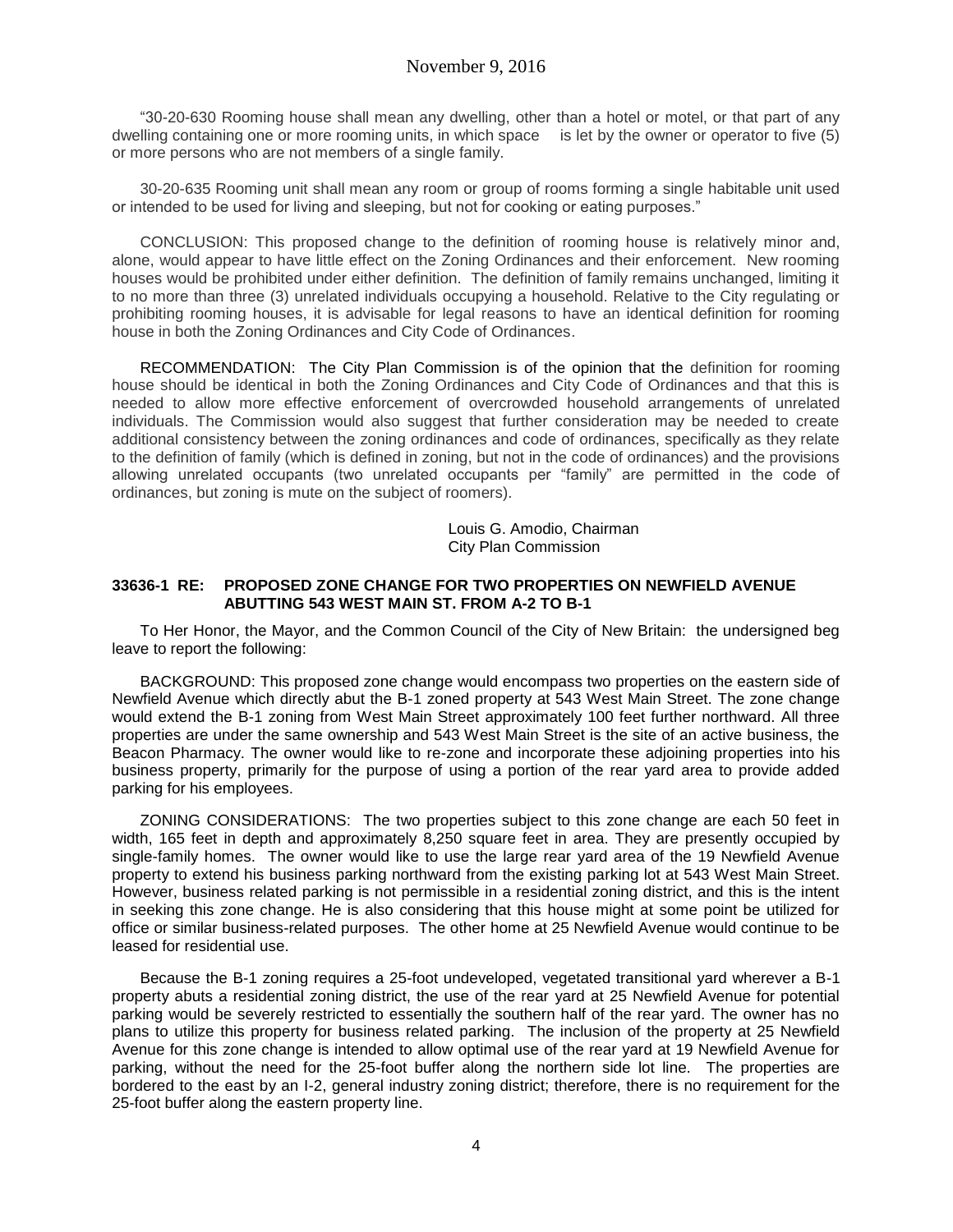"30-20-630 Rooming house shall mean any dwelling, other than a hotel or motel, or that part of any dwelling containing one or more rooming units, in which space is let by the owner or operator to five (5) or more persons who are not members of a single family.

30-20-635 Rooming unit shall mean any room or group of rooms forming a single habitable unit used or intended to be used for living and sleeping, but not for cooking or eating purposes."

CONCLUSION: This proposed change to the definition of rooming house is relatively minor and, alone, would appear to have little effect on the Zoning Ordinances and their enforcement. New rooming houses would be prohibited under either definition. The definition of family remains unchanged, limiting it to no more than three (3) unrelated individuals occupying a household. Relative to the City regulating or prohibiting rooming houses, it is advisable for legal reasons to have an identical definition for rooming house in both the Zoning Ordinances and City Code of Ordinances.

RECOMMENDATION: The City Plan Commission is of the opinion that the definition for rooming house should be identical in both the Zoning Ordinances and City Code of Ordinances and that this is needed to allow more effective enforcement of overcrowded household arrangements of unrelated individuals. The Commission would also suggest that further consideration may be needed to create additional consistency between the zoning ordinances and code of ordinances, specifically as they relate to the definition of family (which is defined in zoning, but not in the code of ordinances) and the provisions allowing unrelated occupants (two unrelated occupants per "family" are permitted in the code of ordinances, but zoning is mute on the subject of roomers).

Louis G. Amodio, Chairman
City Plan Commission

### 33636-1 RE: PROPOSED ZONE CHANGE FOR TWO PROPERTIES ON NEWFIELD AVENUE ABUTTING 543 WEST MAIN ST. FROM A-2 TO B-1

To Her Honor, the Mayor, and the Common Council of the City of New Britain: the undersigned beg leave to report the following:

BACKGROUND: This proposed zone change would encompass two properties on the eastern side of Newfield Avenue which directly abut the B-1 zoned property at 543 West Main Street. The zone change would extend the B-1 zoning from West Main Street approximately 100 feet further northward. All three properties are under the same ownership and 543 West Main Street is the site of an active business, the Beacon Pharmacy. The owner would like to re-zone and incorporate these adjoining properties into his business property, primarily for the purpose of using a portion of the rear yard area to provide added parking for his employees.

ZONING CONSIDERATIONS: The two properties subject to this zone change are each 50 feet in width, 165 feet in depth and approximately 8,250 square feet in area. They are presently occupied by single-family homes. The owner would like to use the large rear yard area of the 19 Newfield Avenue property to extend his business parking northward from the existing parking lot at 543 West Main Street. However, business related parking is not permissible in a residential zoning district, and this is the intent in seeking this zone change. He is also considering that this house might at some point be utilized for office or similar business-related purposes. The other home at 25 Newfield Avenue would continue to be leased for residential use.

Because the B-1 zoning requires a 25-foot undeveloped, vegetated transitional yard wherever a B-1 property abuts a residential zoning district, the use of the rear yard at 25 Newfield Avenue for potential parking would be severely restricted to essentially the southern half of the rear yard. The owner has no plans to utilize this property for business related parking. The inclusion of the property at 25 Newfield Avenue for this zone change is intended to allow optimal use of the rear yard at 19 Newfield Avenue for parking, without the need for the 25-foot buffer along the northern side lot line. The properties are bordered to the east by an I-2, general industry zoning district; therefore, there is no requirement for the 25-foot buffer along the eastern property line.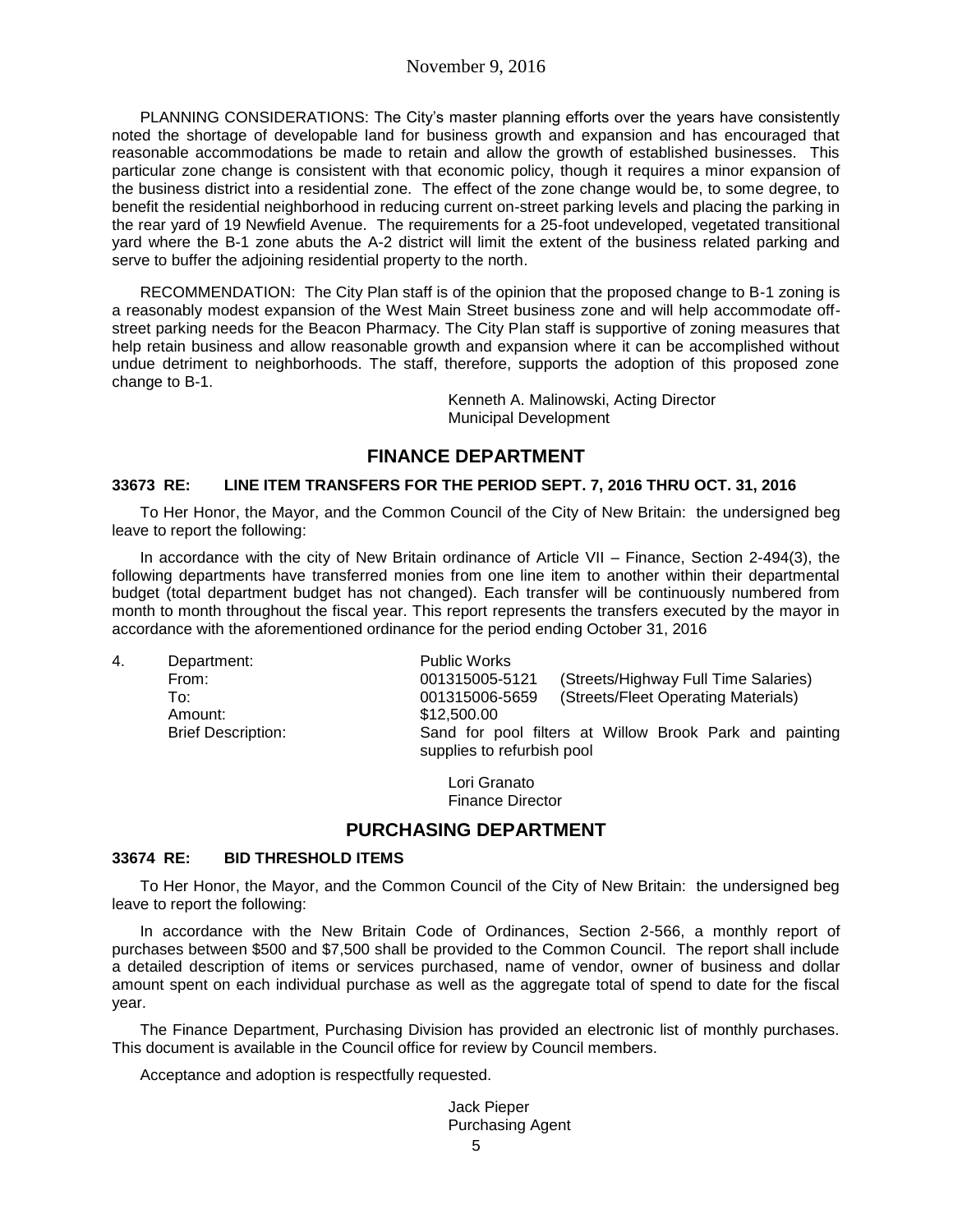PLANNING CONSIDERATIONS: The City's master planning efforts over the years have consistently noted the shortage of developable land for business growth and expansion and has encouraged that reasonable accommodations be made to retain and allow the growth of established businesses. This particular zone change is consistent with that economic policy, though it requires a minor expansion of the business district into a residential zone. The effect of the zone change would be, to some degree, to benefit the residential neighborhood in reducing current on-street parking levels and placing the parking in the rear yard of 19 Newfield Avenue. The requirements for a 25-foot undeveloped, vegetated transitional yard where the B-1 zone abuts the A-2 district will limit the extent of the business related parking and serve to buffer the adjoining residential property to the north.

RECOMMENDATION: The City Plan staff is of the opinion that the proposed change to B-1 zoning is a reasonably modest expansion of the West Main Street business zone and will help accommodate off-street parking needs for the Beacon Pharmacy. The City Plan staff is supportive of zoning measures that help retain business and allow reasonable growth and expansion where it can be accomplished without undue detriment to neighborhoods. The staff, therefore, supports the adoption of this proposed zone change to B-1.

Kenneth A. Malinowski, Acting Director
Municipal Development

## FINANCE DEPARTMENT

### 33673 RE: LINE ITEM TRANSFERS FOR THE PERIOD SEPT. 7, 2016 THRU OCT. 31, 2016

To Her Honor, the Mayor, and the Common Council of the City of New Britain: the undersigned beg leave to report the following:

In accordance with the city of New Britain ordinance of Article VII – Finance, Section 2-494(3), the following departments have transferred monies from one line item to another within their departmental budget (total department budget has not changed). Each transfer will be continuously numbered from month to month throughout the fiscal year. This report represents the transfers executed by the mayor in accordance with the aforementioned ordinance for the period ending October 31, 2016

4. Department: Public Works
   From: 001315005-5121 (Streets/Highway Full Time Salaries)
   To: 001315006-5659 (Streets/Fleet Operating Materials)
   Amount: $12,500.00
   Brief Description: Sand for pool filters at Willow Brook Park and painting supplies to refurbish pool

Lori Granato
Finance Director

## PURCHASING DEPARTMENT

### 33674 RE: BID THRESHOLD ITEMS

To Her Honor, the Mayor, and the Common Council of the City of New Britain: the undersigned beg leave to report the following:

In accordance with the New Britain Code of Ordinances, Section 2-566, a monthly report of purchases between $500 and $7,500 shall be provided to the Common Council. The report shall include a detailed description of items or services purchased, name of vendor, owner of business and dollar amount spent on each individual purchase as well as the aggregate total of spend to date for the fiscal year.

The Finance Department, Purchasing Division has provided an electronic list of monthly purchases. This document is available in the Council office for review by Council members.

Acceptance and adoption is respectfully requested.

Jack Pieper
Purchasing Agent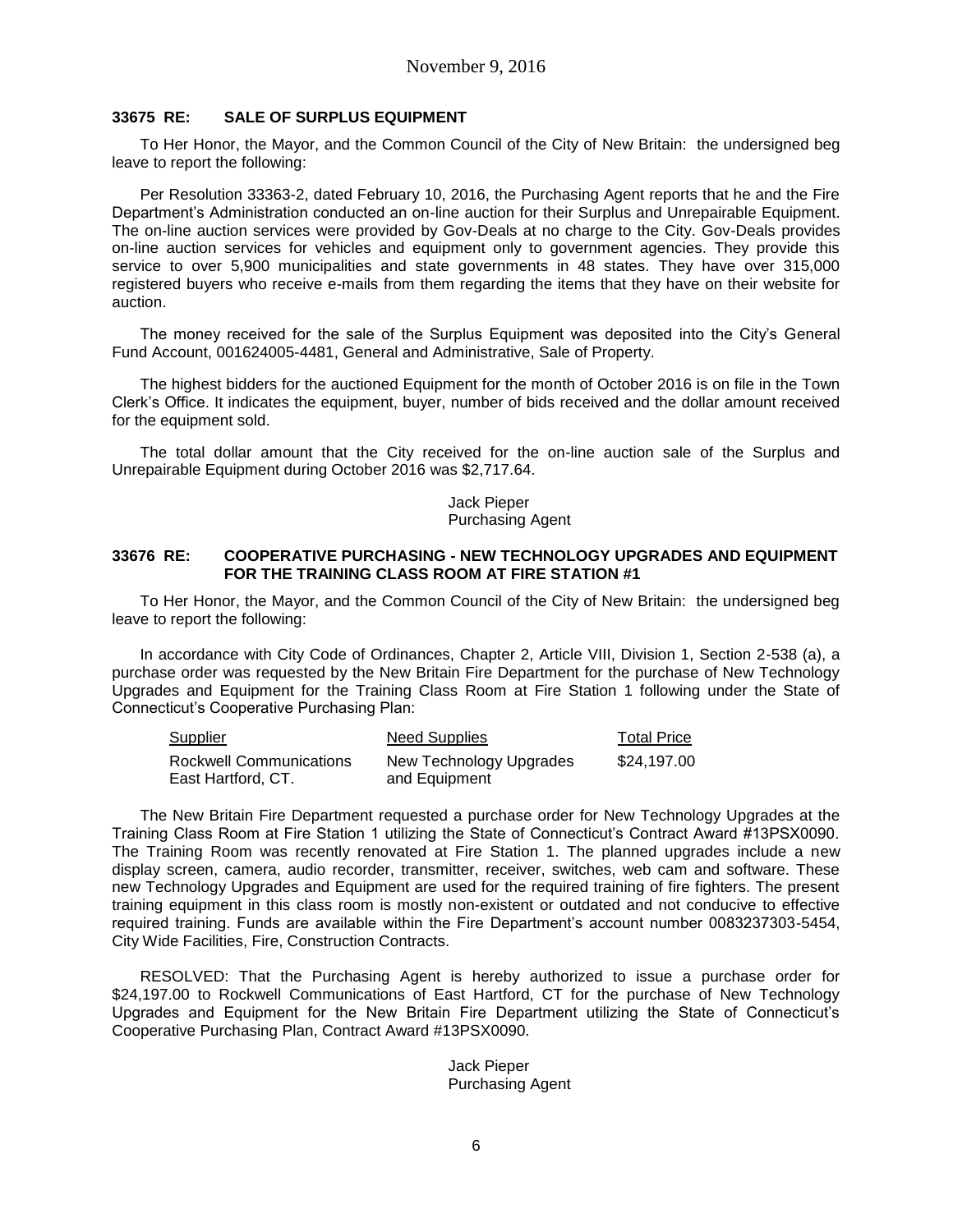November 9, 2016

### 33675 RE: SALE OF SURPLUS EQUIPMENT

To Her Honor, the Mayor, and the Common Council of the City of New Britain: the undersigned beg leave to report the following:

Per Resolution 33363-2, dated February 10, 2016, the Purchasing Agent reports that he and the Fire Department's Administration conducted an on-line auction for their Surplus and Unrepairable Equipment. The on-line auction services were provided by Gov-Deals at no charge to the City. Gov-Deals provides on-line auction services for vehicles and equipment only to government agencies. They provide this service to over 5,900 municipalities and state governments in 48 states. They have over 315,000 registered buyers who receive e-mails from them regarding the items that they have on their website for auction.

The money received for the sale of the Surplus Equipment was deposited into the City's General Fund Account, 001624005-4481, General and Administrative, Sale of Property.

The highest bidders for the auctioned Equipment for the month of October 2016 is on file in the Town Clerk's Office. It indicates the equipment, buyer, number of bids received and the dollar amount received for the equipment sold.

The total dollar amount that the City received for the on-line auction sale of the Surplus and Unrepairable Equipment during October 2016 was $2,717.64.

Jack Pieper
Purchasing Agent

### 33676 RE: COOPERATIVE PURCHASING - NEW TECHNOLOGY UPGRADES AND EQUIPMENT FOR THE TRAINING CLASS ROOM AT FIRE STATION #1

To Her Honor, the Mayor, and the Common Council of the City of New Britain: the undersigned beg leave to report the following:

In accordance with City Code of Ordinances, Chapter 2, Article VIII, Division 1, Section 2-538 (a), a purchase order was requested by the New Britain Fire Department for the purchase of New Technology Upgrades and Equipment for the Training Class Room at Fire Station 1 following under the State of Connecticut's Cooperative Purchasing Plan:

| Supplier | Need Supplies | Total Price |
|---|---|---|
| Rockwell Communications East Hartford, CT. | New Technology Upgrades and Equipment | $24,197.00 |

The New Britain Fire Department requested a purchase order for New Technology Upgrades at the Training Class Room at Fire Station 1 utilizing the State of Connecticut's Contract Award #13PSX0090. The Training Room was recently renovated at Fire Station 1. The planned upgrades include a new display screen, camera, audio recorder, transmitter, receiver, switches, web cam and software. These new Technology Upgrades and Equipment are used for the required training of fire fighters. The present training equipment in this class room is mostly non-existent or outdated and not conducive to effective required training. Funds are available within the Fire Department's account number 0083237303-5454, City Wide Facilities, Fire, Construction Contracts.

RESOLVED: That the Purchasing Agent is hereby authorized to issue a purchase order for $24,197.00 to Rockwell Communications of East Hartford, CT for the purchase of New Technology Upgrades and Equipment for the New Britain Fire Department utilizing the State of Connecticut's Cooperative Purchasing Plan, Contract Award #13PSX0090.

Jack Pieper
Purchasing Agent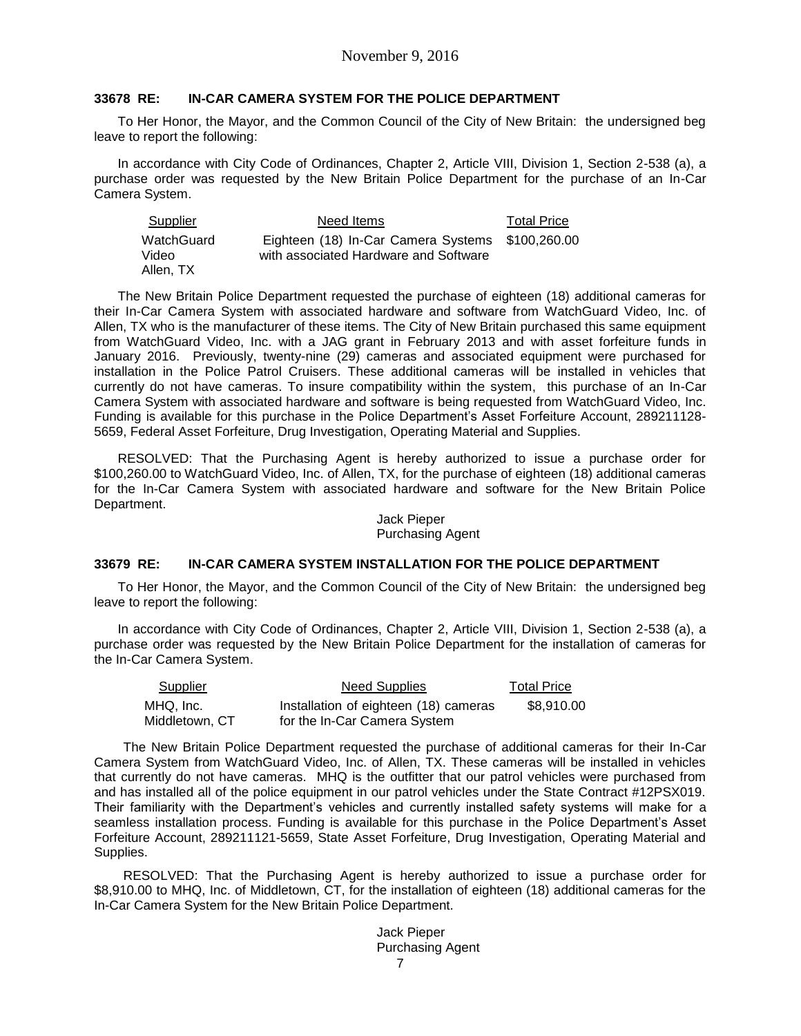November 9, 2016

### 33678 RE: IN-CAR CAMERA SYSTEM FOR THE POLICE DEPARTMENT

To Her Honor, the Mayor, and the Common Council of the City of New Britain: the undersigned beg leave to report the following:

In accordance with City Code of Ordinances, Chapter 2, Article VIII, Division 1, Section 2-538 (a), a purchase order was requested by the New Britain Police Department for the purchase of an In-Car Camera System.

| Supplier | Need Items | Total Price |
|---|---|---|
| WatchGuard Video Allen, TX | Eighteen (18) In-Car Camera Systems with associated Hardware and Software | \$100,260.00 |

The New Britain Police Department requested the purchase of eighteen (18) additional cameras for their In-Car Camera System with associated hardware and software from WatchGuard Video, Inc. of Allen, TX who is the manufacturer of these items. The City of New Britain purchased this same equipment from WatchGuard Video, Inc. with a JAG grant in February 2013 and with asset forfeiture funds in January 2016. Previously, twenty-nine (29) cameras and associated equipment were purchased for installation in the Police Patrol Cruisers. These additional cameras will be installed in vehicles that currently do not have cameras. To insure compatibility within the system, this purchase of an In-Car Camera System with associated hardware and software is being requested from WatchGuard Video, Inc. Funding is available for this purchase in the Police Department's Asset Forfeiture Account, 289211128-5659, Federal Asset Forfeiture, Drug Investigation, Operating Material and Supplies.

RESOLVED: That the Purchasing Agent is hereby authorized to issue a purchase order for \$100,260.00 to WatchGuard Video, Inc. of Allen, TX, for the purchase of eighteen (18) additional cameras for the In-Car Camera System with associated hardware and software for the New Britain Police Department.

Jack Pieper
Purchasing Agent

### 33679 RE: IN-CAR CAMERA SYSTEM INSTALLATION FOR THE POLICE DEPARTMENT

To Her Honor, the Mayor, and the Common Council of the City of New Britain: the undersigned beg leave to report the following:

In accordance with City Code of Ordinances, Chapter 2, Article VIII, Division 1, Section 2-538 (a), a purchase order was requested by the New Britain Police Department for the installation of cameras for the In-Car Camera System.

| Supplier | Need Supplies | Total Price |
|---|---|---|
| MHQ, Inc. Middletown, CT | Installation of eighteen (18) cameras for the In-Car Camera System | \$8,910.00 |

The New Britain Police Department requested the purchase of additional cameras for their In-Car Camera System from WatchGuard Video, Inc. of Allen, TX. These cameras will be installed in vehicles that currently do not have cameras. MHQ is the outfitter that our patrol vehicles were purchased from and has installed all of the police equipment in our patrol vehicles under the State Contract #12PSX019. Their familiarity with the Department's vehicles and currently installed safety systems will make for a seamless installation process. Funding is available for this purchase in the Police Department's Asset Forfeiture Account, 289211121-5659, State Asset Forfeiture, Drug Investigation, Operating Material and Supplies.

RESOLVED: That the Purchasing Agent is hereby authorized to issue a purchase order for \$8,910.00 to MHQ, Inc. of Middletown, CT, for the installation of eighteen (18) additional cameras for the In-Car Camera System for the New Britain Police Department.

Jack Pieper
Purchasing Agent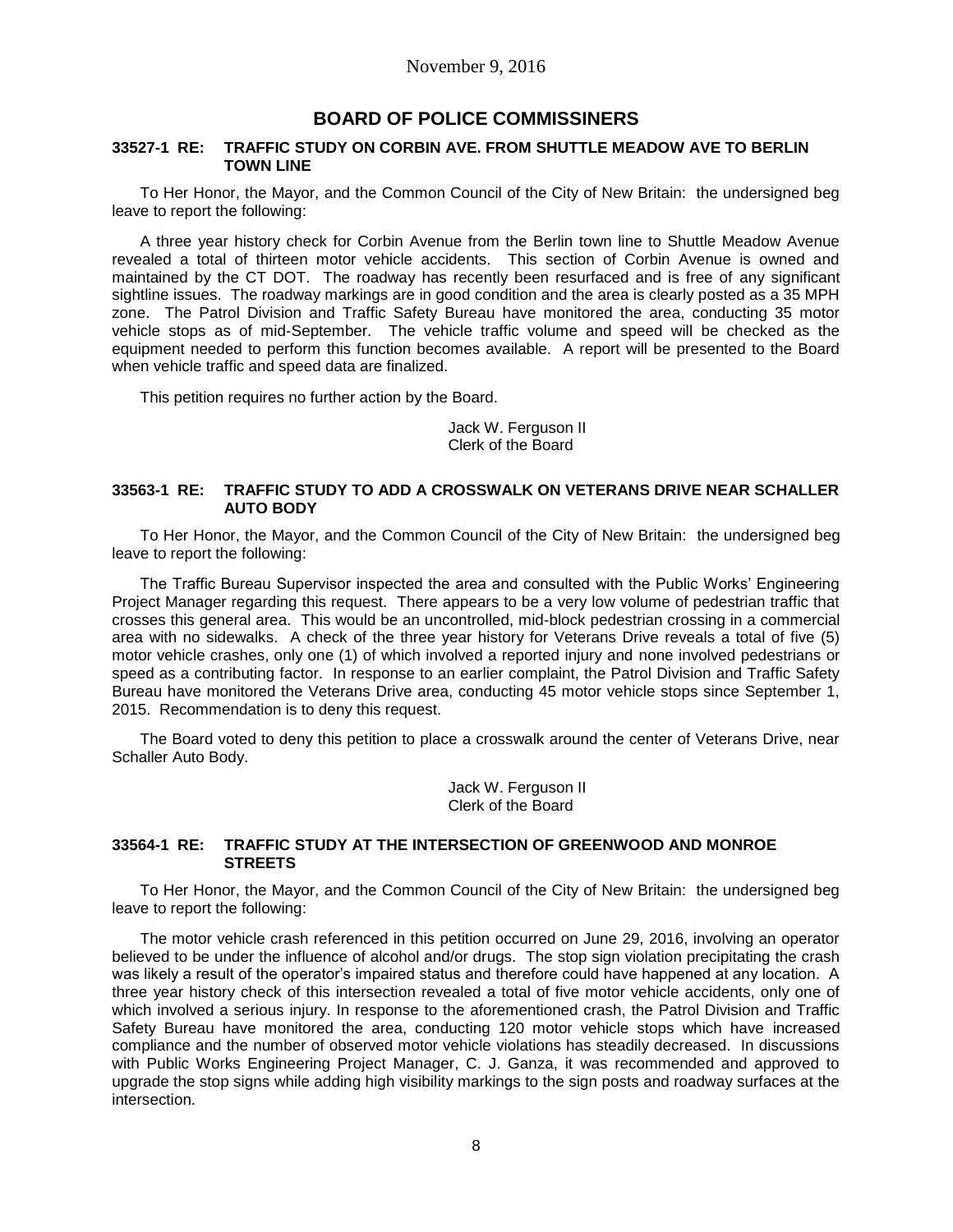November 9, 2016

## BOARD OF POLICE COMMISSINERS

### 33527-1 RE: TRAFFIC STUDY ON CORBIN AVE. FROM SHUTTLE MEADOW AVE TO BERLIN TOWN LINE

To Her Honor, the Mayor, and the Common Council of the City of New Britain: the undersigned beg leave to report the following:

A three year history check for Corbin Avenue from the Berlin town line to Shuttle Meadow Avenue revealed a total of thirteen motor vehicle accidents. This section of Corbin Avenue is owned and maintained by the CT DOT. The roadway has recently been resurfaced and is free of any significant sightline issues. The roadway markings are in good condition and the area is clearly posted as a 35 MPH zone. The Patrol Division and Traffic Safety Bureau have monitored the area, conducting 35 motor vehicle stops as of mid-September. The vehicle traffic volume and speed will be checked as the equipment needed to perform this function becomes available. A report will be presented to the Board when vehicle traffic and speed data are finalized.

This petition requires no further action by the Board.

Jack W. Ferguson II
Clerk of the Board

### 33563-1 RE: TRAFFIC STUDY TO ADD A CROSSWALK ON VETERANS DRIVE NEAR SCHALLER AUTO BODY

To Her Honor, the Mayor, and the Common Council of the City of New Britain: the undersigned beg leave to report the following:

The Traffic Bureau Supervisor inspected the area and consulted with the Public Works' Engineering Project Manager regarding this request. There appears to be a very low volume of pedestrian traffic that crosses this general area. This would be an uncontrolled, mid-block pedestrian crossing in a commercial area with no sidewalks. A check of the three year history for Veterans Drive reveals a total of five (5) motor vehicle crashes, only one (1) of which involved a reported injury and none involved pedestrians or speed as a contributing factor. In response to an earlier complaint, the Patrol Division and Traffic Safety Bureau have monitored the Veterans Drive area, conducting 45 motor vehicle stops since September 1, 2015. Recommendation is to deny this request.

The Board voted to deny this petition to place a crosswalk around the center of Veterans Drive, near Schaller Auto Body.

Jack W. Ferguson II
Clerk of the Board

### 33564-1 RE: TRAFFIC STUDY AT THE INTERSECTION OF GREENWOOD AND MONROE STREETS

To Her Honor, the Mayor, and the Common Council of the City of New Britain: the undersigned beg leave to report the following:

The motor vehicle crash referenced in this petition occurred on June 29, 2016, involving an operator believed to be under the influence of alcohol and/or drugs. The stop sign violation precipitating the crash was likely a result of the operator's impaired status and therefore could have happened at any location. A three year history check of this intersection revealed a total of five motor vehicle accidents, only one of which involved a serious injury. In response to the aforementioned crash, the Patrol Division and Traffic Safety Bureau have monitored the area, conducting 120 motor vehicle stops which have increased compliance and the number of observed motor vehicle violations has steadily decreased. In discussions with Public Works Engineering Project Manager, C. J. Ganza, it was recommended and approved to upgrade the stop signs while adding high visibility markings to the sign posts and roadway surfaces at the intersection.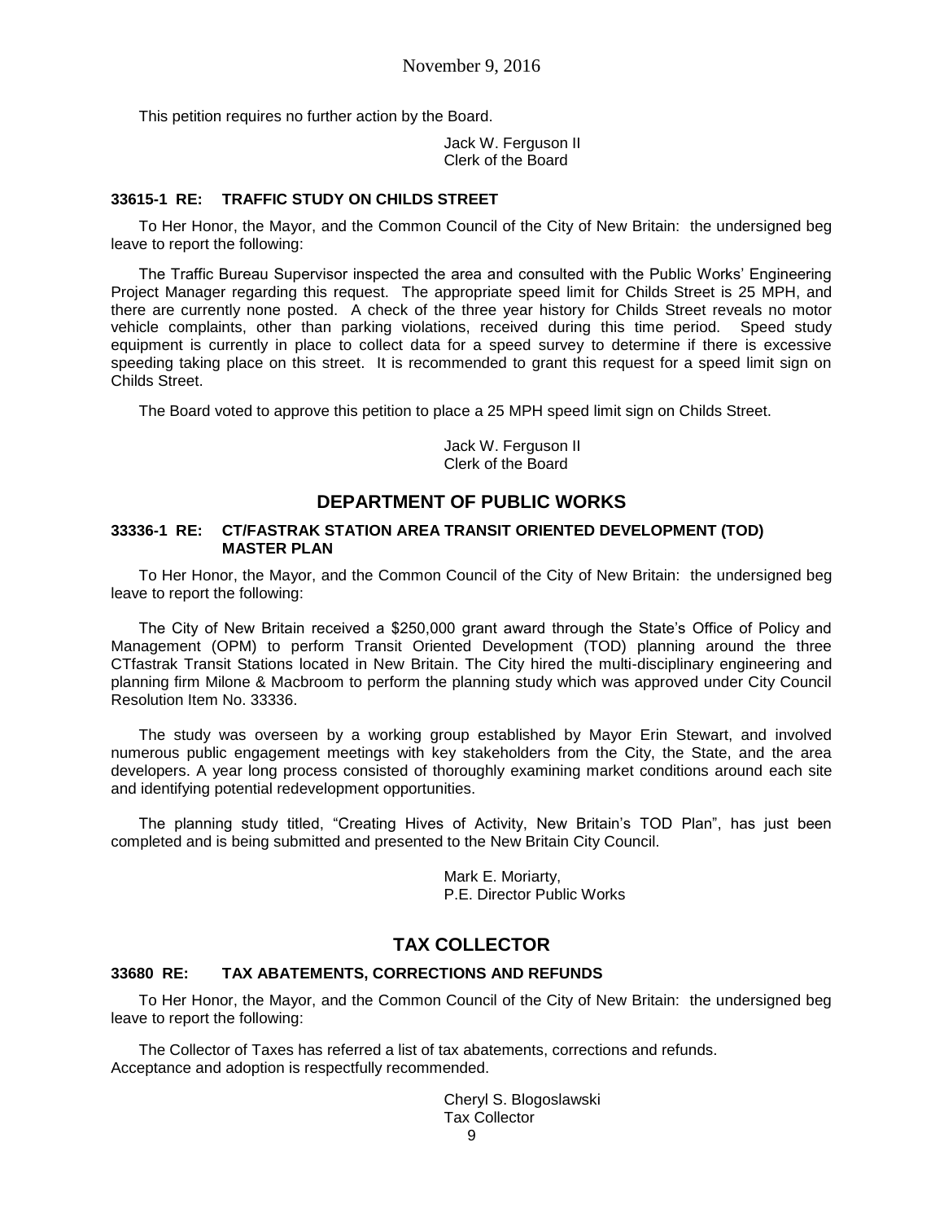This petition requires no further action by the Board.

Jack W. Ferguson II
Clerk of the Board

**33615-1 RE: TRAFFIC STUDY ON CHILDS STREET**

To Her Honor, the Mayor, and the Common Council of the City of New Britain: the undersigned beg leave to report the following:

The Traffic Bureau Supervisor inspected the area and consulted with the Public Works' Engineering Project Manager regarding this request. The appropriate speed limit for Childs Street is 25 MPH, and there are currently none posted. A check of the three year history for Childs Street reveals no motor vehicle complaints, other than parking violations, received during this time period. Speed study equipment is currently in place to collect data for a speed survey to determine if there is excessive speeding taking place on this street. It is recommended to grant this request for a speed limit sign on Childs Street.

The Board voted to approve this petition to place a 25 MPH speed limit sign on Childs Street.

Jack W. Ferguson II
Clerk of the Board

## DEPARTMENT OF PUBLIC WORKS

**33336-1 RE: CT/FASTRAK STATION AREA TRANSIT ORIENTED DEVELOPMENT (TOD) MASTER PLAN**

To Her Honor, the Mayor, and the Common Council of the City of New Britain: the undersigned beg leave to report the following:

The City of New Britain received a $250,000 grant award through the State's Office of Policy and Management (OPM) to perform Transit Oriented Development (TOD) planning around the three CTfastrak Transit Stations located in New Britain. The City hired the multi-disciplinary engineering and planning firm Milone & Macbroom to perform the planning study which was approved under City Council Resolution Item No. 33336.

The study was overseen by a working group established by Mayor Erin Stewart, and involved numerous public engagement meetings with key stakeholders from the City, the State, and the area developers. A year long process consisted of thoroughly examining market conditions around each site and identifying potential redevelopment opportunities.

The planning study titled, "Creating Hives of Activity, New Britain's TOD Plan", has just been completed and is being submitted and presented to the New Britain City Council.

Mark E. Moriarty,
P.E. Director Public Works

## TAX COLLECTOR

**33680 RE: TAX ABATEMENTS, CORRECTIONS AND REFUNDS**

To Her Honor, the Mayor, and the Common Council of the City of New Britain: the undersigned beg leave to report the following:

The Collector of Taxes has referred a list of tax abatements, corrections and refunds.
Acceptance and adoption is respectfully recommended.

Cheryl S. Blogoslawski
Tax Collector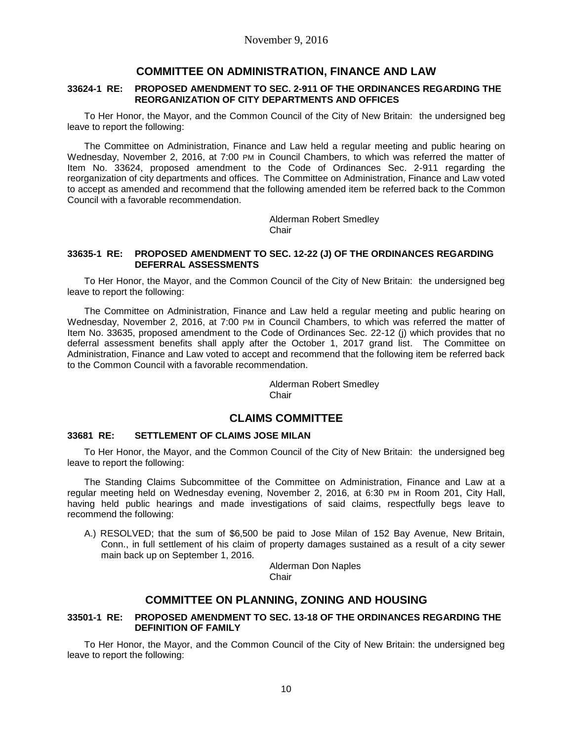November 9, 2016

## COMMITTEE ON ADMINISTRATION, FINANCE AND LAW

### 33624-1 RE: PROPOSED AMENDMENT TO SEC. 2-911 OF THE ORDINANCES REGARDING THE REORGANIZATION OF CITY DEPARTMENTS AND OFFICES

To Her Honor, the Mayor, and the Common Council of the City of New Britain: the undersigned beg leave to report the following:

The Committee on Administration, Finance and Law held a regular meeting and public hearing on Wednesday, November 2, 2016, at 7:00 PM in Council Chambers, to which was referred the matter of Item No. 33624, proposed amendment to the Code of Ordinances Sec. 2-911 regarding the reorganization of city departments and offices. The Committee on Administration, Finance and Law voted to accept as amended and recommend that the following amended item be referred back to the Common Council with a favorable recommendation.

Alderman Robert Smedley
Chair

### 33635-1 RE: PROPOSED AMENDMENT TO SEC. 12-22 (J) OF THE ORDINANCES REGARDING DEFERRAL ASSESSMENTS

To Her Honor, the Mayor, and the Common Council of the City of New Britain: the undersigned beg leave to report the following:

The Committee on Administration, Finance and Law held a regular meeting and public hearing on Wednesday, November 2, 2016, at 7:00 PM in Council Chambers, to which was referred the matter of Item No. 33635, proposed amendment to the Code of Ordinances Sec. 22-12 (j) which provides that no deferral assessment benefits shall apply after the October 1, 2017 grand list. The Committee on Administration, Finance and Law voted to accept and recommend that the following item be referred back to the Common Council with a favorable recommendation.

Alderman Robert Smedley
Chair

## CLAIMS COMMITTEE

### 33681 RE: SETTLEMENT OF CLAIMS JOSE MILAN

To Her Honor, the Mayor, and the Common Council of the City of New Britain: the undersigned beg leave to report the following:

The Standing Claims Subcommittee of the Committee on Administration, Finance and Law at a regular meeting held on Wednesday evening, November 2, 2016, at 6:30 PM in Room 201, City Hall, having held public hearings and made investigations of said claims, respectfully begs leave to recommend the following:

A.) RESOLVED; that the sum of $6,500 be paid to Jose Milan of 152 Bay Avenue, New Britain, Conn., in full settlement of his claim of property damages sustained as a result of a city sewer main back up on September 1, 2016.

Alderman Don Naples
Chair

## COMMITTEE ON PLANNING, ZONING AND HOUSING

### 33501-1 RE: PROPOSED AMENDMENT TO SEC. 13-18 OF THE ORDINANCES REGARDING THE DEFINITION OF FAMILY

To Her Honor, the Mayor, and the Common Council of the City of New Britain: the undersigned beg leave to report the following: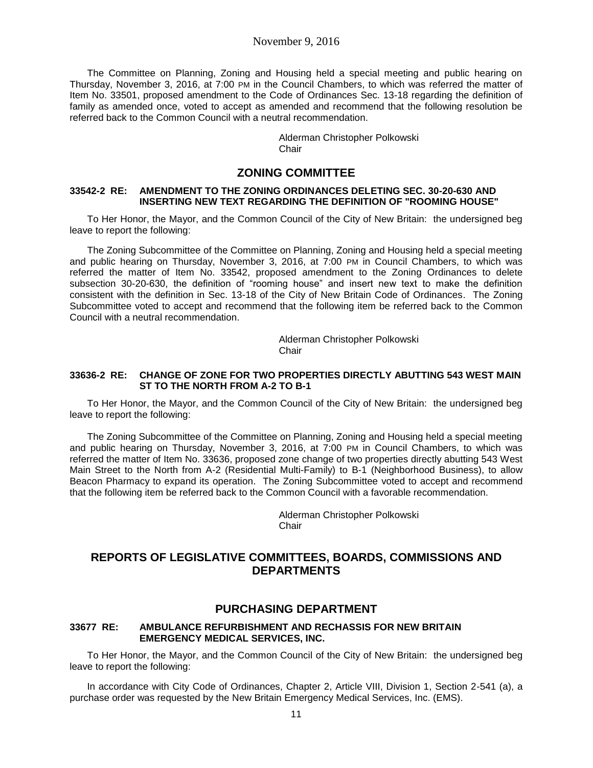The Committee on Planning, Zoning and Housing held a special meeting and public hearing on Thursday, November 3, 2016, at 7:00 PM in the Council Chambers, to which was referred the matter of Item No. 33501, proposed amendment to the Code of Ordinances Sec. 13-18 regarding the definition of family as amended once, voted to accept as amended and recommend that the following resolution be referred back to the Common Council with a neutral recommendation.

Alderman Christopher Polkowski
Chair

## ZONING COMMITTEE

### 33542-2 RE: AMENDMENT TO THE ZONING ORDINANCES DELETING SEC. 30-20-630 AND INSERTING NEW TEXT REGARDING THE DEFINITION OF "ROOMING HOUSE"

To Her Honor, the Mayor, and the Common Council of the City of New Britain: the undersigned beg leave to report the following:

The Zoning Subcommittee of the Committee on Planning, Zoning and Housing held a special meeting and public hearing on Thursday, November 3, 2016, at 7:00 PM in Council Chambers, to which was referred the matter of Item No. 33542, proposed amendment to the Zoning Ordinances to delete subsection 30-20-630, the definition of "rooming house" and insert new text to make the definition consistent with the definition in Sec. 13-18 of the City of New Britain Code of Ordinances. The Zoning Subcommittee voted to accept and recommend that the following item be referred back to the Common Council with a neutral recommendation.

Alderman Christopher Polkowski
Chair

### 33636-2 RE: CHANGE OF ZONE FOR TWO PROPERTIES DIRECTLY ABUTTING 543 WEST MAIN ST TO THE NORTH FROM A-2 TO B-1

To Her Honor, the Mayor, and the Common Council of the City of New Britain: the undersigned beg leave to report the following:

The Zoning Subcommittee of the Committee on Planning, Zoning and Housing held a special meeting and public hearing on Thursday, November 3, 2016, at 7:00 PM in Council Chambers, to which was referred the matter of Item No. 33636, proposed zone change of two properties directly abutting 543 West Main Street to the North from A-2 (Residential Multi-Family) to B-1 (Neighborhood Business), to allow Beacon Pharmacy to expand its operation. The Zoning Subcommittee voted to accept and recommend that the following item be referred back to the Common Council with a favorable recommendation.

Alderman Christopher Polkowski
Chair

## REPORTS OF LEGISLATIVE COMMITTEES, BOARDS, COMMISSIONS AND DEPARTMENTS

## PURCHASING DEPARTMENT

### 33677 RE: AMBULANCE REFURBISHMENT AND RECHASSIS FOR NEW BRITAIN EMERGENCY MEDICAL SERVICES, INC.

To Her Honor, the Mayor, and the Common Council of the City of New Britain: the undersigned beg leave to report the following:

In accordance with City Code of Ordinances, Chapter 2, Article VIII, Division 1, Section 2-541 (a), a purchase order was requested by the New Britain Emergency Medical Services, Inc. (EMS).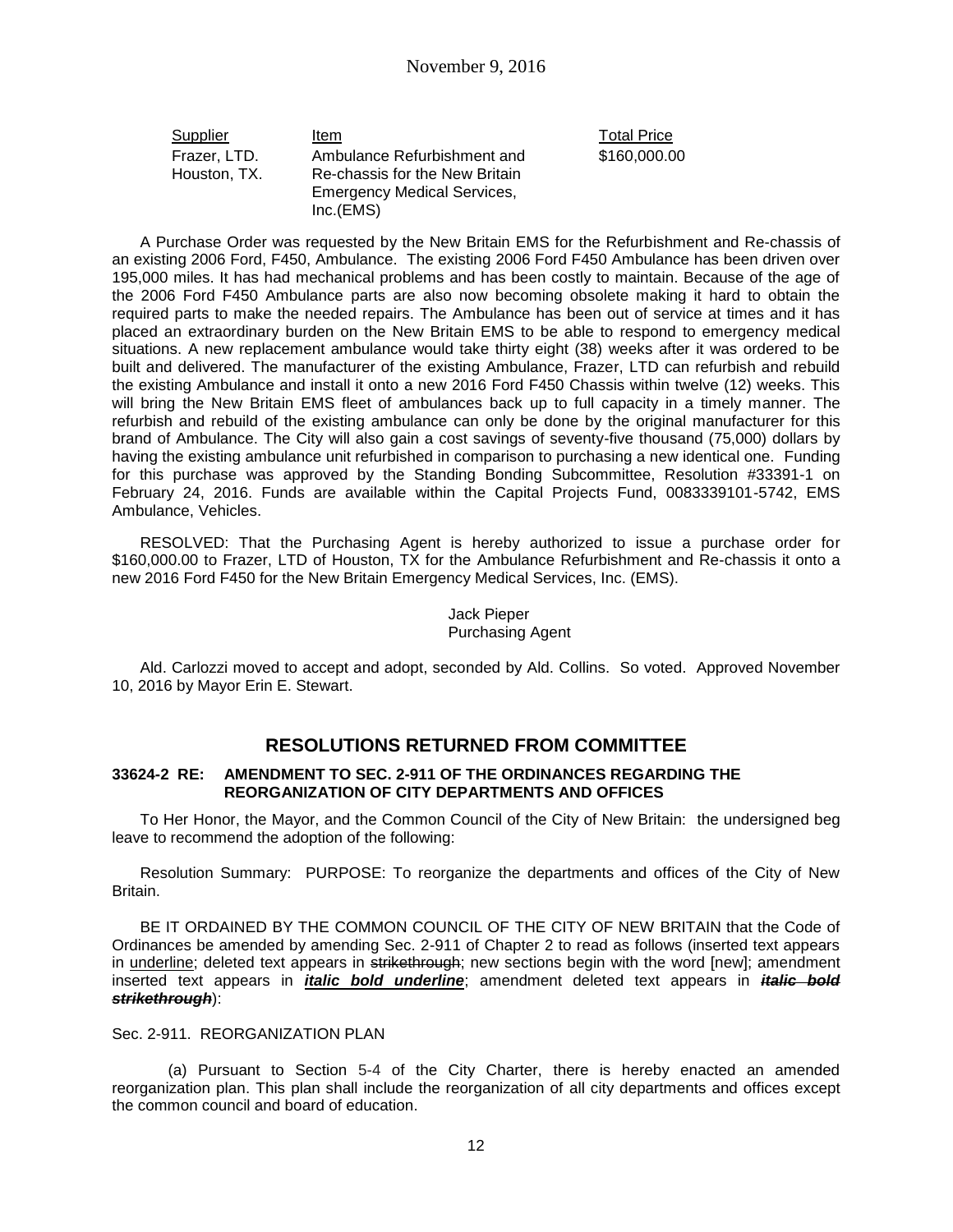| Supplier | Item | Total Price |
|---|---|---|
| Frazer, LTD. Houston, TX. | Ambulance Refurbishment and Re-chassis for the New Britain Emergency Medical Services, Inc.(EMS) | $160,000.00 |

A Purchase Order was requested by the New Britain EMS for the Refurbishment and Re-chassis of an existing 2006 Ford, F450, Ambulance. The existing 2006 Ford F450 Ambulance has been driven over 195,000 miles. It has had mechanical problems and has been costly to maintain. Because of the age of the 2006 Ford F450 Ambulance parts are also now becoming obsolete making it hard to obtain the required parts to make the needed repairs. The Ambulance has been out of service at times and it has placed an extraordinary burden on the New Britain EMS to be able to respond to emergency medical situations. A new replacement ambulance would take thirty eight (38) weeks after it was ordered to be built and delivered. The manufacturer of the existing Ambulance, Frazer, LTD can refurbish and rebuild the existing Ambulance and install it onto a new 2016 Ford F450 Chassis within twelve (12) weeks. This will bring the New Britain EMS fleet of ambulances back up to full capacity in a timely manner. The refurbish and rebuild of the existing ambulance can only be done by the original manufacturer for this brand of Ambulance. The City will also gain a cost savings of seventy-five thousand (75,000) dollars by having the existing ambulance unit refurbished in comparison to purchasing a new identical one. Funding for this purchase was approved by the Standing Bonding Subcommittee, Resolution #33391-1 on February 24, 2016. Funds are available within the Capital Projects Fund, 0083339101-5742, EMS Ambulance, Vehicles.

RESOLVED: That the Purchasing Agent is hereby authorized to issue a purchase order for $160,000.00 to Frazer, LTD of Houston, TX for the Ambulance Refurbishment and Re-chassis it onto a new 2016 Ford F450 for the New Britain Emergency Medical Services, Inc. (EMS).

Jack Pieper
Purchasing Agent

Ald. Carlozzi moved to accept and adopt, seconded by Ald. Collins. So voted. Approved November 10, 2016 by Mayor Erin E. Stewart.

## RESOLUTIONS RETURNED FROM COMMITTEE

### 33624-2 RE: AMENDMENT TO SEC. 2-911 OF THE ORDINANCES REGARDING THE REORGANIZATION OF CITY DEPARTMENTS AND OFFICES

To Her Honor, the Mayor, and the Common Council of the City of New Britain: the undersigned beg leave to recommend the adoption of the following:

Resolution Summary: PURPOSE: To reorganize the departments and offices of the City of New Britain.

BE IT ORDAINED BY THE COMMON COUNCIL OF THE CITY OF NEW BRITAIN that the Code of Ordinances be amended by amending Sec. 2-911 of Chapter 2 to read as follows (inserted text appears in <u>underline</u>; deleted text appears in ~~strikethrough~~; new sections begin with the word [new]; amendment inserted text appears in <u>***italic bold underline***</u>; amendment deleted text appears in ~~***italic bold strikethrough***~~):

Sec. 2-911. REORGANIZATION PLAN

(a) Pursuant to Section 5-4 of the City Charter, there is hereby enacted an amended reorganization plan. This plan shall include the reorganization of all city departments and offices except the common council and board of education.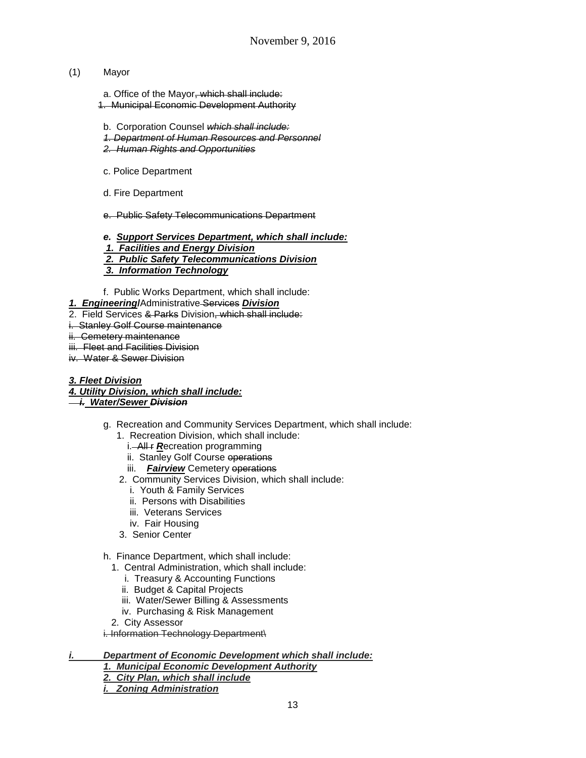(1) Mayor

a. Office of the Mayor~~, which shall include:~~
~~1. Municipal Economic Development Authority~~

b. Corporation Counsel ~~*which shall include:*~~
~~*1. Department of Human Resources and Personnel*~~
~~*2. Human Rights and Opportunities*~~

c. Police Department

d. Fire Department

~~e. Public Safety Telecommunications Department~~

***<u>e. Support Services Department, which shall include:</u>***
***<u>1. Facilities and Energy Division</u>***
***<u>2. Public Safety Telecommunications Division</u>***
***<u>3. Information Technology</u>***

f. Public Works Department, which shall include:
***<u>1. Engineering/</u>***Administrative ~~Services~~ ***<u>Division</u>***
2. Field Services ~~& Parks~~ Division~~, which shall include:~~
~~i. Stanley Golf Course maintenance~~
~~ii. Cemetery maintenance~~
~~iii. Fleet and Facilities Division~~
~~iv. Water & Sewer Division~~

***<u>3. Fleet Division</u>***
***<u>4. Utility Division, which shall include:</u>***
***<u>i. Water/Sewer</u>*** ~~***Division***~~

g. Recreation and Community Services Department, which shall include:
1. Recreation Division, which shall include:
i. ~~All r~~ ***<u>R</u>***ecreation programming
ii. Stanley Golf Course ~~operations~~
iii. ***<u>Fairview</u>*** Cemetery ~~operations~~
2. Community Services Division, which shall include:
i. Youth & Family Services
ii. Persons with Disabilities
iii. Veterans Services
iv. Fair Housing
3. Senior Center

h. Finance Department, which shall include:
1. Central Administration, which shall include:
i. Treasury & Accounting Functions
ii. Budget & Capital Projects
iii. Water/Sewer Billing & Assessments
iv. Purchasing & Risk Management
2. City Assessor
~~i. Information Technology Department\~~

***<u>i. Department of Economic Development which shall include:</u>***
***<u>1. Municipal Economic Development Authority</u>***
***<u>2. City Plan, which shall include</u>***
***<u>i. Zoning Administration</u>***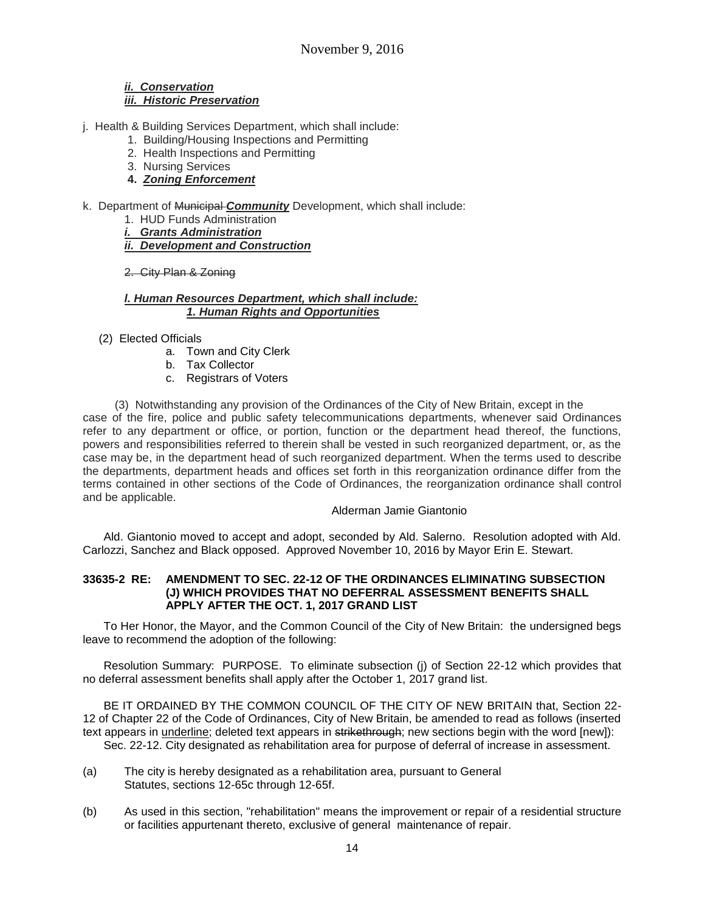***ii. Conservation***
***iii. Historic Preservation***

j. Health & Building Services Department, which shall include:
   1. Building/Housing Inspections and Permitting
   2. Health Inspections and Permitting
   3. Nursing Services
   **4. *Zoning Enforcement***

k. Department of ~~Municipal~~ ***Community*** Development, which shall include:
   1. HUD Funds Administration
   ***i. Grants Administration***
   ***ii. Development and Construction***

   ~~2. City Plan & Zoning~~

***l. Human Resources Department, which shall include:***
***1. Human Rights and Opportunities***

(2) Elected Officials
   a. Town and City Clerk
   b. Tax Collector
   c. Registrars of Voters

(3) Notwithstanding any provision of the Ordinances of the City of New Britain, except in the case of the fire, police and public safety telecommunications departments, whenever said Ordinances refer to any department or office, or portion, function or the department head thereof, the functions, powers and responsibilities referred to therein shall be vested in such reorganized department, or, as the case may be, in the department head of such reorganized department. When the terms used to describe the departments, department heads and offices set forth in this reorganization ordinance differ from the terms contained in other sections of the Code of Ordinances, the reorganization ordinance shall control and be applicable.

Alderman Jamie Giantonio

Ald. Giantonio moved to accept and adopt, seconded by Ald. Salerno. Resolution adopted with Ald. Carlozzi, Sanchez and Black opposed. Approved November 10, 2016 by Mayor Erin E. Stewart.

**33635-2 RE: AMENDMENT TO SEC. 22-12 OF THE ORDINANCES ELIMINATING SUBSECTION (J) WHICH PROVIDES THAT NO DEFERRAL ASSESSMENT BENEFITS SHALL APPLY AFTER THE OCT. 1, 2017 GRAND LIST**

To Her Honor, the Mayor, and the Common Council of the City of New Britain: the undersigned begs leave to recommend the adoption of the following:

Resolution Summary: PURPOSE. To eliminate subsection (j) of Section 22-12 which provides that no deferral assessment benefits shall apply after the October 1, 2017 grand list.

BE IT ORDAINED BY THE COMMON COUNCIL OF THE CITY OF NEW BRITAIN that, Section 22-12 of Chapter 22 of the Code of Ordinances, City of New Britain, be amended to read as follows (inserted text appears in <u>underline</u>; deleted text appears in ~~strikethrough~~; new sections begin with the word [new]):

Sec. 22-12. City designated as rehabilitation area for purpose of deferral of increase in assessment.

(a) The city is hereby designated as a rehabilitation area, pursuant to General Statutes, sections 12-65c through 12-65f.

(b) As used in this section, "rehabilitation" means the improvement or repair of a residential structure or facilities appurtenant thereto, exclusive of general maintenance of repair.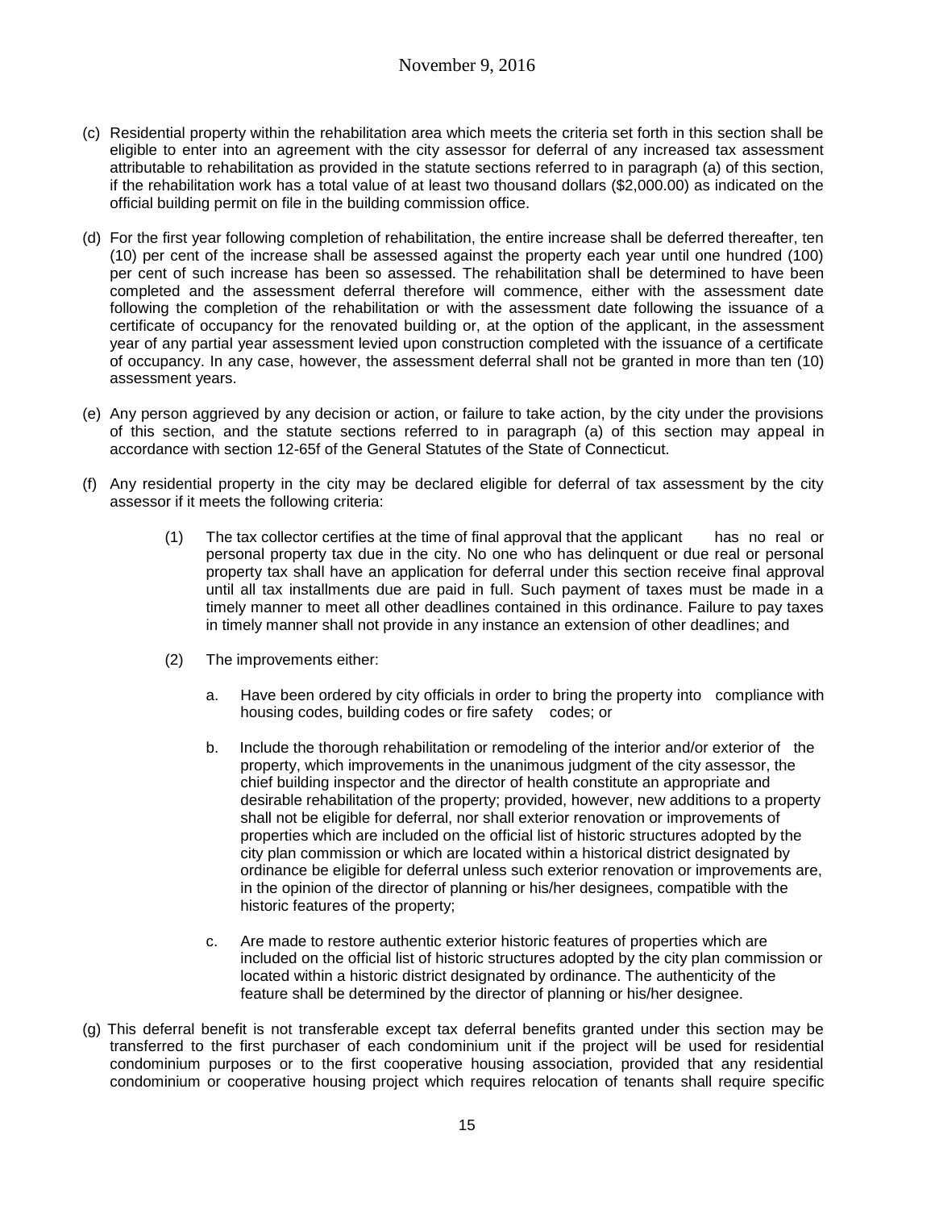(c) Residential property within the rehabilitation area which meets the criteria set forth in this section shall be eligible to enter into an agreement with the city assessor for deferral of any increased tax assessment attributable to rehabilitation as provided in the statute sections referred to in paragraph (a) of this section, if the rehabilitation work has a total value of at least two thousand dollars ($2,000.00) as indicated on the official building permit on file in the building commission office.

(d) For the first year following completion of rehabilitation, the entire increase shall be deferred thereafter, ten (10) per cent of the increase shall be assessed against the property each year until one hundred (100) per cent of such increase has been so assessed. The rehabilitation shall be determined to have been completed and the assessment deferral therefore will commence, either with the assessment date following the completion of the rehabilitation or with the assessment date following the issuance of a certificate of occupancy for the renovated building or, at the option of the applicant, in the assessment year of any partial year assessment levied upon construction completed with the issuance of a certificate of occupancy. In any case, however, the assessment deferral shall not be granted in more than ten (10) assessment years.

(e) Any person aggrieved by any decision or action, or failure to take action, by the city under the provisions of this section, and the statute sections referred to in paragraph (a) of this section may appeal in accordance with section 12-65f of the General Statutes of the State of Connecticut.

(f) Any residential property in the city may be declared eligible for deferral of tax assessment by the city assessor if it meets the following criteria:

(1) The tax collector certifies at the time of final approval that the applicant has no real or personal property tax due in the city. No one who has delinquent or due real or personal property tax shall have an application for deferral under this section receive final approval until all tax installments due are paid in full. Such payment of taxes must be made in a timely manner to meet all other deadlines contained in this ordinance. Failure to pay taxes in timely manner shall not provide in any instance an extension of other deadlines; and

(2) The improvements either:

a. Have been ordered by city officials in order to bring the property into compliance with housing codes, building codes or fire safety codes; or

b. Include the thorough rehabilitation or remodeling of the interior and/or exterior of the property, which improvements in the unanimous judgment of the city assessor, the chief building inspector and the director of health constitute an appropriate and desirable rehabilitation of the property; provided, however, new additions to a property shall not be eligible for deferral, nor shall exterior renovation or improvements of properties which are included on the official list of historic structures adopted by the city plan commission or which are located within a historical district designated by ordinance be eligible for deferral unless such exterior renovation or improvements are, in the opinion of the director of planning or his/her designees, compatible with the historic features of the property;

c. Are made to restore authentic exterior historic features of properties which are included on the official list of historic structures adopted by the city plan commission or located within a historic district designated by ordinance. The authenticity of the feature shall be determined by the director of planning or his/her designee.

(g) This deferral benefit is not transferable except tax deferral benefits granted under this section may be transferred to the first purchaser of each condominium unit if the project will be used for residential condominium purposes or to the first cooperative housing association, provided that any residential condominium or cooperative housing project which requires relocation of tenants shall require specific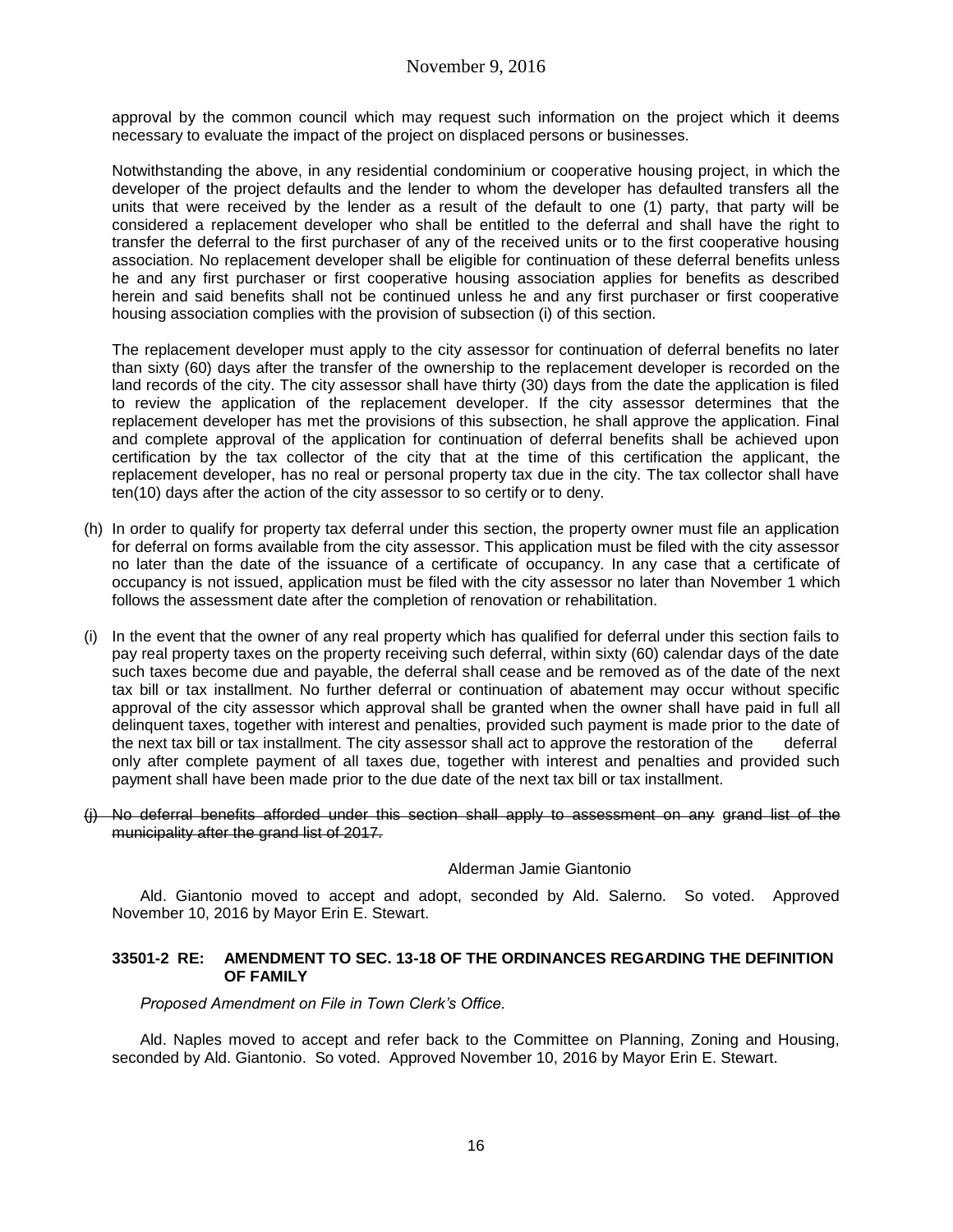approval by the common council which may request such information on the project which it deems necessary to evaluate the impact of the project on displaced persons or businesses.

Notwithstanding the above, in any residential condominium or cooperative housing project, in which the developer of the project defaults and the lender to whom the developer has defaulted transfers all the units that were received by the lender as a result of the default to one (1) party, that party will be considered a replacement developer who shall be entitled to the deferral and shall have the right to transfer the deferral to the first purchaser of any of the received units or to the first cooperative housing association. No replacement developer shall be eligible for continuation of these deferral benefits unless he and any first purchaser or first cooperative housing association applies for benefits as described herein and said benefits shall not be continued unless he and any first purchaser or first cooperative housing association complies with the provision of subsection (i) of this section.

The replacement developer must apply to the city assessor for continuation of deferral benefits no later than sixty (60) days after the transfer of the ownership to the replacement developer is recorded on the land records of the city. The city assessor shall have thirty (30) days from the date the application is filed to review the application of the replacement developer. If the city assessor determines that the replacement developer has met the provisions of this subsection, he shall approve the application. Final and complete approval of the application for continuation of deferral benefits shall be achieved upon certification by the tax collector of the city that at the time of this certification the applicant, the replacement developer, has no real or personal property tax due in the city. The tax collector shall have ten(10) days after the action of the city assessor to so certify or to deny.

(h) In order to qualify for property tax deferral under this section, the property owner must file an application for deferral on forms available from the city assessor. This application must be filed with the city assessor no later than the date of the issuance of a certificate of occupancy. In any case that a certificate of occupancy is not issued, application must be filed with the city assessor no later than November 1 which follows the assessment date after the completion of renovation or rehabilitation.

(i) In the event that the owner of any real property which has qualified for deferral under this section fails to pay real property taxes on the property receiving such deferral, within sixty (60) calendar days of the date such taxes become due and payable, the deferral shall cease and be removed as of the date of the next tax bill or tax installment. No further deferral or continuation of abatement may occur without specific approval of the city assessor which approval shall be granted when the owner shall have paid in full all delinquent taxes, together with interest and penalties, provided such payment is made prior to the date of the next tax bill or tax installment. The city assessor shall act to approve the restoration of the deferral only after complete payment of all taxes due, together with interest and penalties and provided such payment shall have been made prior to the due date of the next tax bill or tax installment.

~~(j) No deferral benefits afforded under this section shall apply to assessment on any grand list of the municipality after the grand list of 2017.~~

Alderman Jamie Giantonio

Ald. Giantonio moved to accept and adopt, seconded by Ald. Salerno. So voted. Approved November 10, 2016 by Mayor Erin E. Stewart.

**33501-2 RE: AMENDMENT TO SEC. 13-18 OF THE ORDINANCES REGARDING THE DEFINITION OF FAMILY**

*Proposed Amendment on File in Town Clerk's Office.*

Ald. Naples moved to accept and refer back to the Committee on Planning, Zoning and Housing, seconded by Ald. Giantonio. So voted. Approved November 10, 2016 by Mayor Erin E. Stewart.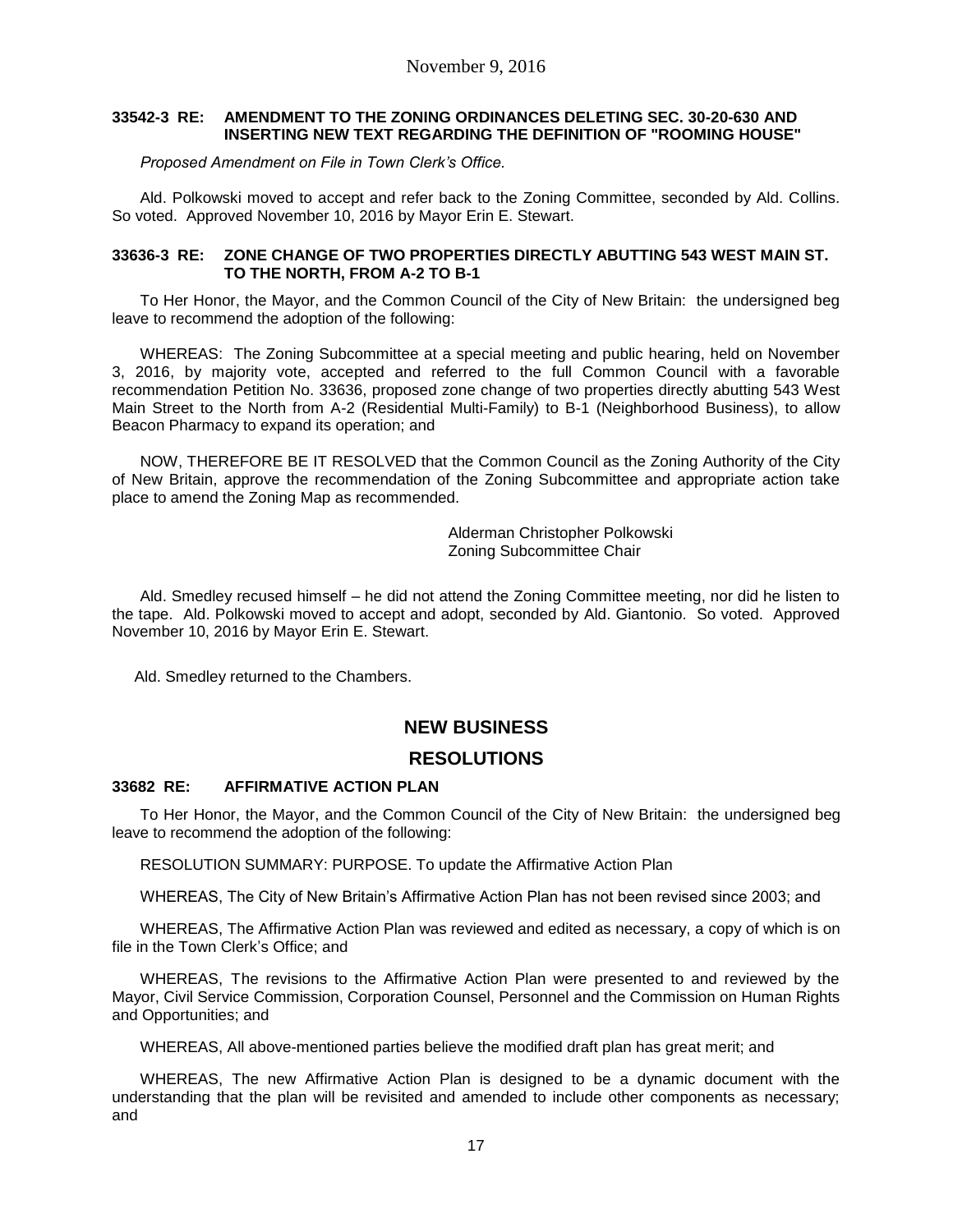**33542-3 RE: AMENDMENT TO THE ZONING ORDINANCES DELETING SEC. 30-20-630 AND INSERTING NEW TEXT REGARDING THE DEFINITION OF "ROOMING HOUSE"**

*Proposed Amendment on File in Town Clerk's Office.*

Ald. Polkowski moved to accept and refer back to the Zoning Committee, seconded by Ald. Collins. So voted. Approved November 10, 2016 by Mayor Erin E. Stewart.

**33636-3 RE: ZONE CHANGE OF TWO PROPERTIES DIRECTLY ABUTTING 543 WEST MAIN ST. TO THE NORTH, FROM A-2 TO B-1**

To Her Honor, the Mayor, and the Common Council of the City of New Britain: the undersigned beg leave to recommend the adoption of the following:

WHEREAS: The Zoning Subcommittee at a special meeting and public hearing, held on November 3, 2016, by majority vote, accepted and referred to the full Common Council with a favorable recommendation Petition No. 33636, proposed zone change of two properties directly abutting 543 West Main Street to the North from A-2 (Residential Multi-Family) to B-1 (Neighborhood Business), to allow Beacon Pharmacy to expand its operation; and

NOW, THEREFORE BE IT RESOLVED that the Common Council as the Zoning Authority of the City of New Britain, approve the recommendation of the Zoning Subcommittee and appropriate action take place to amend the Zoning Map as recommended.

Alderman Christopher Polkowski
Zoning Subcommittee Chair

Ald. Smedley recused himself – he did not attend the Zoning Committee meeting, nor did he listen to the tape. Ald. Polkowski moved to accept and adopt, seconded by Ald. Giantonio. So voted. Approved November 10, 2016 by Mayor Erin E. Stewart.

Ald. Smedley returned to the Chambers.

## NEW BUSINESS

## RESOLUTIONS

**33682 RE: AFFIRMATIVE ACTION PLAN**

To Her Honor, the Mayor, and the Common Council of the City of New Britain: the undersigned beg leave to recommend the adoption of the following:

RESOLUTION SUMMARY: PURPOSE. To update the Affirmative Action Plan

WHEREAS, The City of New Britain's Affirmative Action Plan has not been revised since 2003; and

WHEREAS, The Affirmative Action Plan was reviewed and edited as necessary, a copy of which is on file in the Town Clerk's Office; and

WHEREAS, The revisions to the Affirmative Action Plan were presented to and reviewed by the Mayor, Civil Service Commission, Corporation Counsel, Personnel and the Commission on Human Rights and Opportunities; and

WHEREAS, All above-mentioned parties believe the modified draft plan has great merit; and

WHEREAS, The new Affirmative Action Plan is designed to be a dynamic document with the understanding that the plan will be revisited and amended to include other components as necessary; and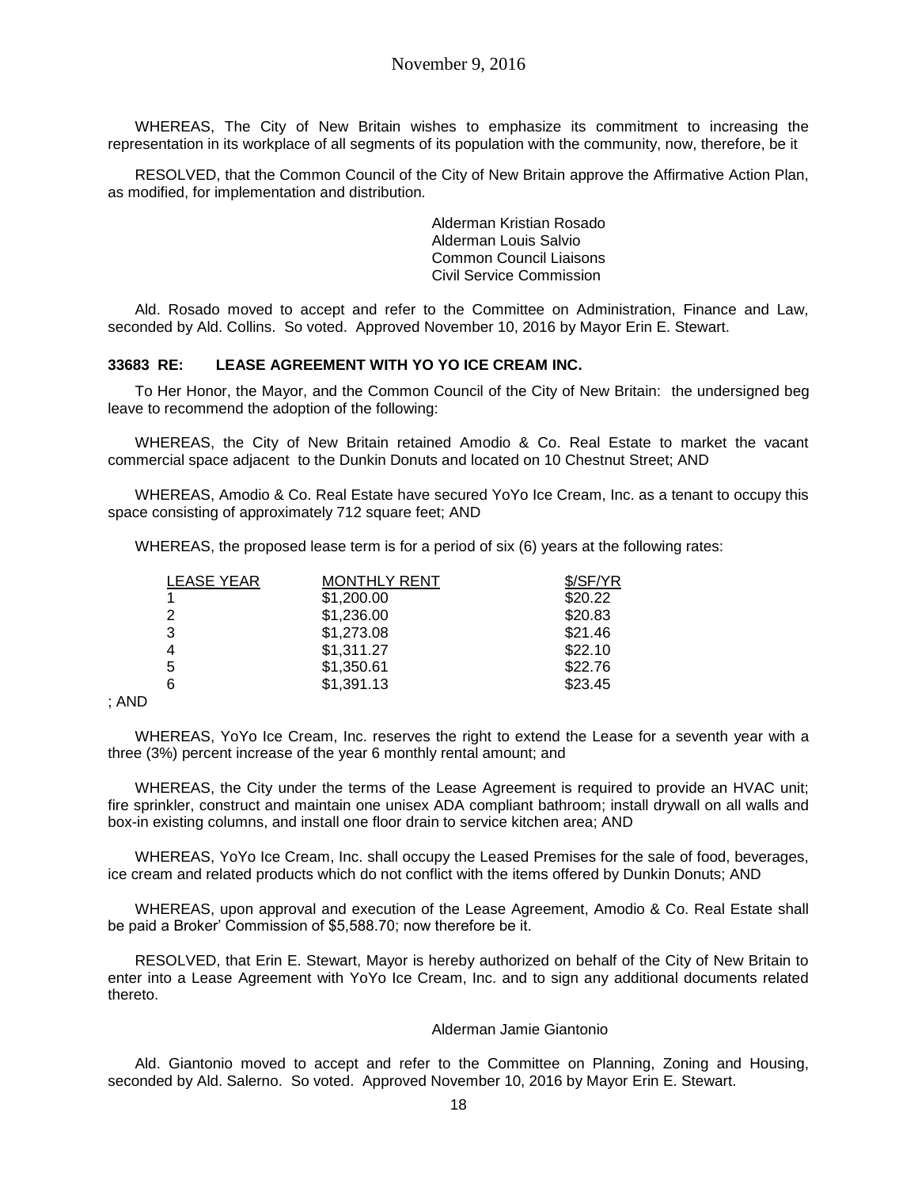WHEREAS, The City of New Britain wishes to emphasize its commitment to increasing the representation in its workplace of all segments of its population with the community, now, therefore, be it

RESOLVED, that the Common Council of the City of New Britain approve the Affirmative Action Plan, as modified, for implementation and distribution.

Alderman Kristian Rosado
Alderman Louis Salvio
Common Council Liaisons
Civil Service Commission

Ald. Rosado moved to accept and refer to the Committee on Administration, Finance and Law, seconded by Ald. Collins. So voted. Approved November 10, 2016 by Mayor Erin E. Stewart.

**33683 RE: LEASE AGREEMENT WITH YO YO ICE CREAM INC.**

To Her Honor, the Mayor, and the Common Council of the City of New Britain: the undersigned beg leave to recommend the adoption of the following:

WHEREAS, the City of New Britain retained Amodio & Co. Real Estate to market the vacant commercial space adjacent to the Dunkin Donuts and located on 10 Chestnut Street; AND

WHEREAS, Amodio & Co. Real Estate have secured YoYo Ice Cream, Inc. as a tenant to occupy this space consisting of approximately 712 square feet; AND

WHEREAS, the proposed lease term is for a period of six (6) years at the following rates:

| LEASE YEAR | MONTHLY RENT | $/SF/YR |
|---|---|---|
| 1 | $1,200.00 | $20.22 |
| 2 | $1,236.00 | $20.83 |
| 3 | $1,273.08 | $21.46 |
| 4 | $1,311.27 | $22.10 |
| 5 | $1,350.61 | $22.76 |
| 6 | $1,391.13 | $23.45 |

; AND

WHEREAS, YoYo Ice Cream, Inc. reserves the right to extend the Lease for a seventh year with a three (3%) percent increase of the year 6 monthly rental amount; and

WHEREAS, the City under the terms of the Lease Agreement is required to provide an HVAC unit; fire sprinkler, construct and maintain one unisex ADA compliant bathroom; install drywall on all walls and box-in existing columns, and install one floor drain to service kitchen area; AND

WHEREAS, YoYo Ice Cream, Inc. shall occupy the Leased Premises for the sale of food, beverages, ice cream and related products which do not conflict with the items offered by Dunkin Donuts; AND

WHEREAS, upon approval and execution of the Lease Agreement, Amodio & Co. Real Estate shall be paid a Broker' Commission of $5,588.70; now therefore be it.

RESOLVED, that Erin E. Stewart, Mayor is hereby authorized on behalf of the City of New Britain to enter into a Lease Agreement with YoYo Ice Cream, Inc. and to sign any additional documents related thereto.

Alderman Jamie Giantonio

Ald. Giantonio moved to accept and refer to the Committee on Planning, Zoning and Housing, seconded by Ald. Salerno. So voted. Approved November 10, 2016 by Mayor Erin E. Stewart.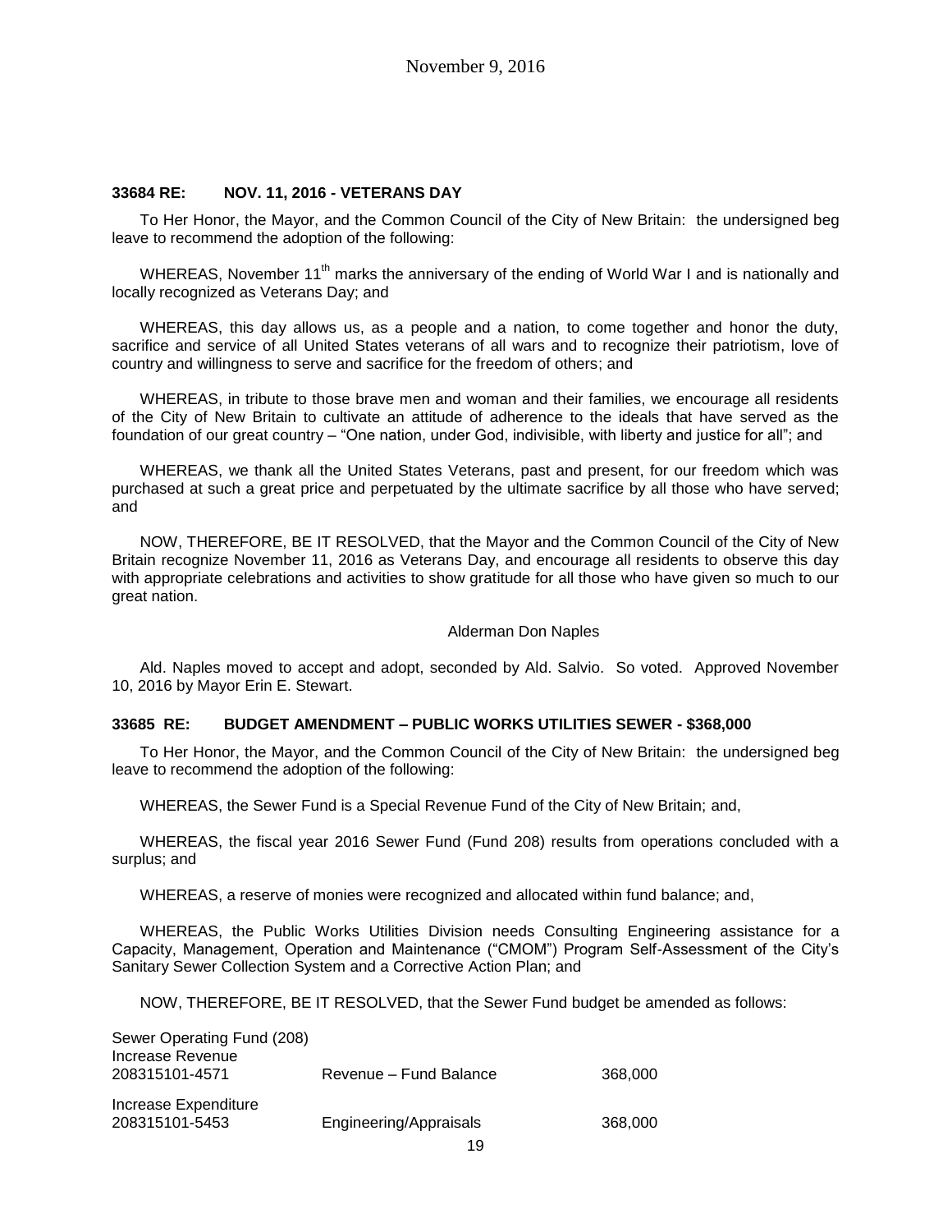**33684 RE: NOV. 11, 2016 - VETERANS DAY**

To Her Honor, the Mayor, and the Common Council of the City of New Britain: the undersigned beg leave to recommend the adoption of the following:

WHEREAS, November 11th marks the anniversary of the ending of World War I and is nationally and locally recognized as Veterans Day; and

WHEREAS, this day allows us, as a people and a nation, to come together and honor the duty, sacrifice and service of all United States veterans of all wars and to recognize their patriotism, love of country and willingness to serve and sacrifice for the freedom of others; and

WHEREAS, in tribute to those brave men and woman and their families, we encourage all residents of the City of New Britain to cultivate an attitude of adherence to the ideals that have served as the foundation of our great country – "One nation, under God, indivisible, with liberty and justice for all"; and

WHEREAS, we thank all the United States Veterans, past and present, for our freedom which was purchased at such a great price and perpetuated by the ultimate sacrifice by all those who have served; and

NOW, THEREFORE, BE IT RESOLVED, that the Mayor and the Common Council of the City of New Britain recognize November 11, 2016 as Veterans Day, and encourage all residents to observe this day with appropriate celebrations and activities to show gratitude for all those who have given so much to our great nation.

Alderman Don Naples

Ald. Naples moved to accept and adopt, seconded by Ald. Salvio. So voted. Approved November 10, 2016 by Mayor Erin E. Stewart.

**33685 RE: BUDGET AMENDMENT – PUBLIC WORKS UTILITIES SEWER - $368,000**

To Her Honor, the Mayor, and the Common Council of the City of New Britain: the undersigned beg leave to recommend the adoption of the following:

WHEREAS, the Sewer Fund is a Special Revenue Fund of the City of New Britain; and,

WHEREAS, the fiscal year 2016 Sewer Fund (Fund 208) results from operations concluded with a surplus; and

WHEREAS, a reserve of monies were recognized and allocated within fund balance; and,

WHEREAS, the Public Works Utilities Division needs Consulting Engineering assistance for a Capacity, Management, Operation and Maintenance ("CMOM") Program Self-Assessment of the City's Sanitary Sewer Collection System and a Corrective Action Plan; and

NOW, THEREFORE, BE IT RESOLVED, that the Sewer Fund budget be amended as follows:

Sewer Operating Fund (208)

| | | |
|---|---|---|
| Increase Revenue | | |
| 208315101-4571 | Revenue – Fund Balance | 368,000 |
| Increase Expenditure | | |
| 208315101-5453 | Engineering/Appraisals | 368,000 |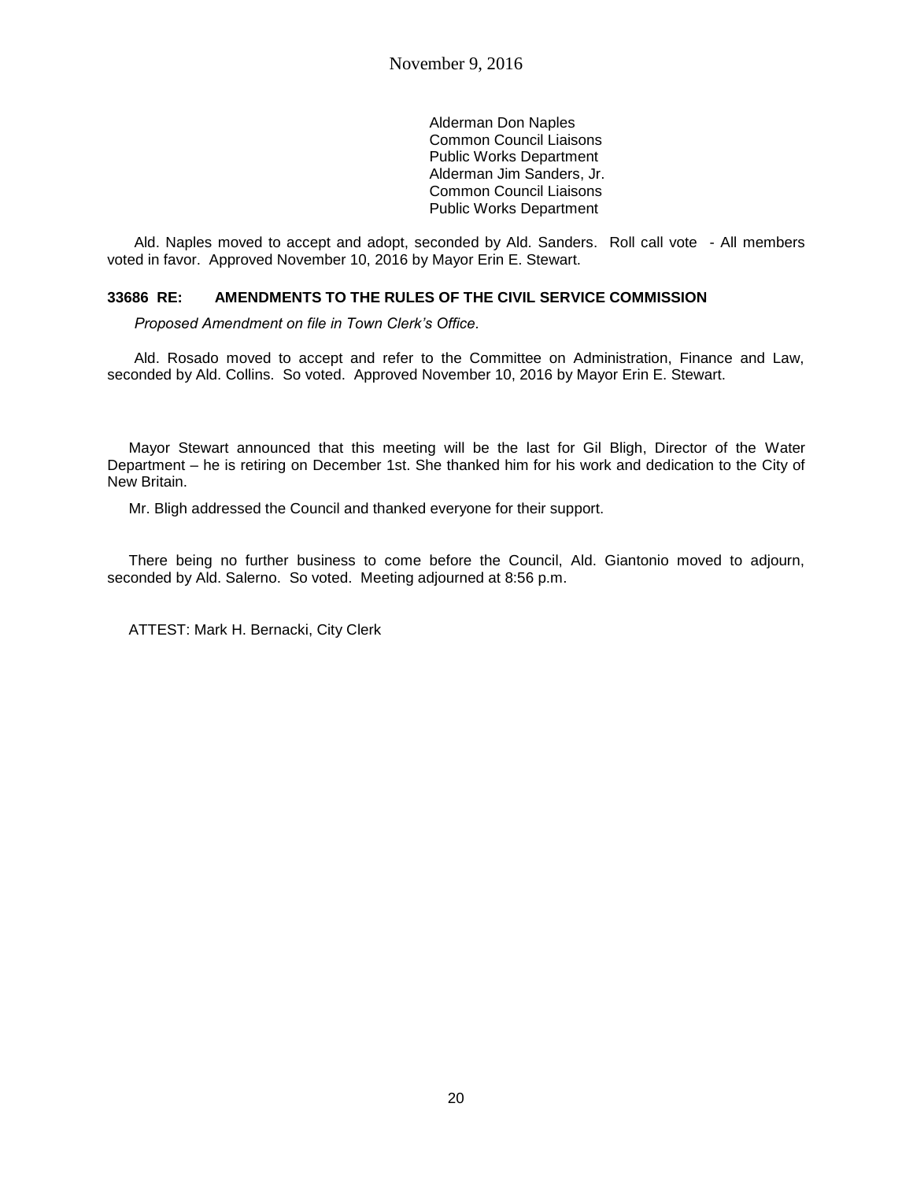Alderman Don Naples
Common Council Liaisons
Public Works Department
Alderman Jim Sanders, Jr.
Common Council Liaisons
Public Works Department

Ald. Naples moved to accept and adopt, seconded by Ald. Sanders. Roll call vote - All members voted in favor. Approved November 10, 2016 by Mayor Erin E. Stewart.

**33686 RE: AMENDMENTS TO THE RULES OF THE CIVIL SERVICE COMMISSION**

*Proposed Amendment on file in Town Clerk's Office.*

Ald. Rosado moved to accept and refer to the Committee on Administration, Finance and Law, seconded by Ald. Collins. So voted. Approved November 10, 2016 by Mayor Erin E. Stewart.

Mayor Stewart announced that this meeting will be the last for Gil Bligh, Director of the Water Department – he is retiring on December 1st. She thanked him for his work and dedication to the City of New Britain.

Mr. Bligh addressed the Council and thanked everyone for their support.

There being no further business to come before the Council, Ald. Giantonio moved to adjourn, seconded by Ald. Salerno. So voted. Meeting adjourned at 8:56 p.m.

ATTEST: Mark H. Bernacki, City Clerk